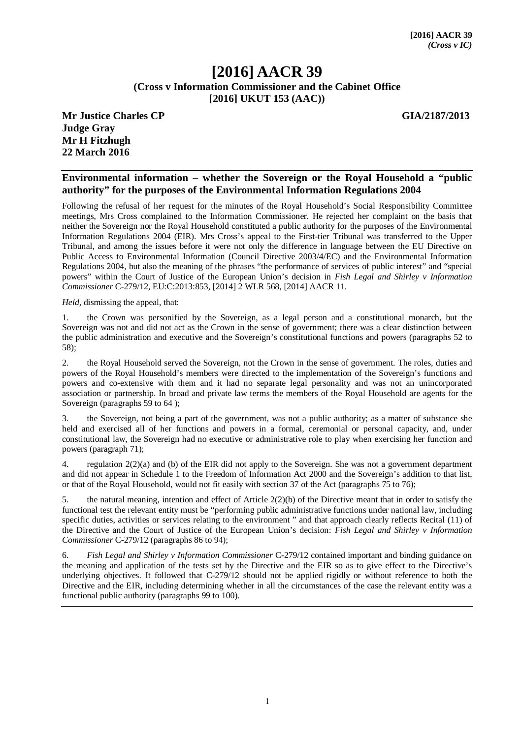# [2016] AACR 39

**(Cross v Information Commissioner and the Cabinet Office [2016] UKUT 153 (AAC))**

**Mr Justice Charles CP** **GIA/2187/2013**
**Judge Gray**
**Mr H Fitzhugh**
**22 March 2016**

## Environmental information – whether the Sovereign or the Royal Household a "public authority" for the purposes of the Environmental Information Regulations 2004

Following the refusal of her request for the minutes of the Royal Household's Social Responsibility Committee meetings, Mrs Cross complained to the Information Commissioner. He rejected her complaint on the basis that neither the Sovereign nor the Royal Household constituted a public authority for the purposes of the Environmental Information Regulations 2004 (EIR). Mrs Cross's appeal to the First-tier Tribunal was transferred to the Upper Tribunal, and among the issues before it were not only the difference in language between the EU Directive on Public Access to Environmental Information (Council Directive 2003/4/EC) and the Environmental Information Regulations 2004, but also the meaning of the phrases "the performance of services of public interest" and "special powers" within the Court of Justice of the European Union's decision in *Fish Legal and Shirley v Information Commissioner* C-279/12, EU:C:2013:853, [2014] 2 WLR 568, [2014] AACR 11.

*Held,* dismissing the appeal, that:

1. the Crown was personified by the Sovereign, as a legal person and a constitutional monarch, but the Sovereign was not and did not act as the Crown in the sense of government; there was a clear distinction between the public administration and executive and the Sovereign's constitutional functions and powers (paragraphs 52 to 58);

2. the Royal Household served the Sovereign, not the Crown in the sense of government. The roles, duties and powers of the Royal Household's members were directed to the implementation of the Sovereign's functions and powers and co-extensive with them and it had no separate legal personality and was not an unincorporated association or partnership. In broad and private law terms the members of the Royal Household are agents for the Sovereign (paragraphs 59 to 64 );

3. the Sovereign, not being a part of the government, was not a public authority; as a matter of substance she held and exercised all of her functions and powers in a formal, ceremonial or personal capacity, and, under constitutional law, the Sovereign had no executive or administrative role to play when exercising her function and powers (paragraph 71);

4. regulation 2(2)(a) and (b) of the EIR did not apply to the Sovereign. She was not a government department and did not appear in Schedule 1 to the Freedom of Information Act 2000 and the Sovereign's addition to that list, or that of the Royal Household, would not fit easily with section 37 of the Act (paragraphs 75 to 76);

5. the natural meaning, intention and effect of Article 2(2)(b) of the Directive meant that in order to satisfy the functional test the relevant entity must be "performing public administrative functions under national law, including specific duties, activities or services relating to the environment " and that approach clearly reflects Recital (11) of the Directive and the Court of Justice of the European Union's decision: *Fish Legal and Shirley v Information Commissioner* C-279/12 (paragraphs 86 to 94);

6. *Fish Legal and Shirley v Information Commissioner* C-279/12 contained important and binding guidance on the meaning and application of the tests set by the Directive and the EIR so as to give effect to the Directive's underlying objectives. It followed that C-279/12 should not be applied rigidly or without reference to both the Directive and the EIR, including determining whether in all the circumstances of the case the relevant entity was a functional public authority (paragraphs 99 to 100).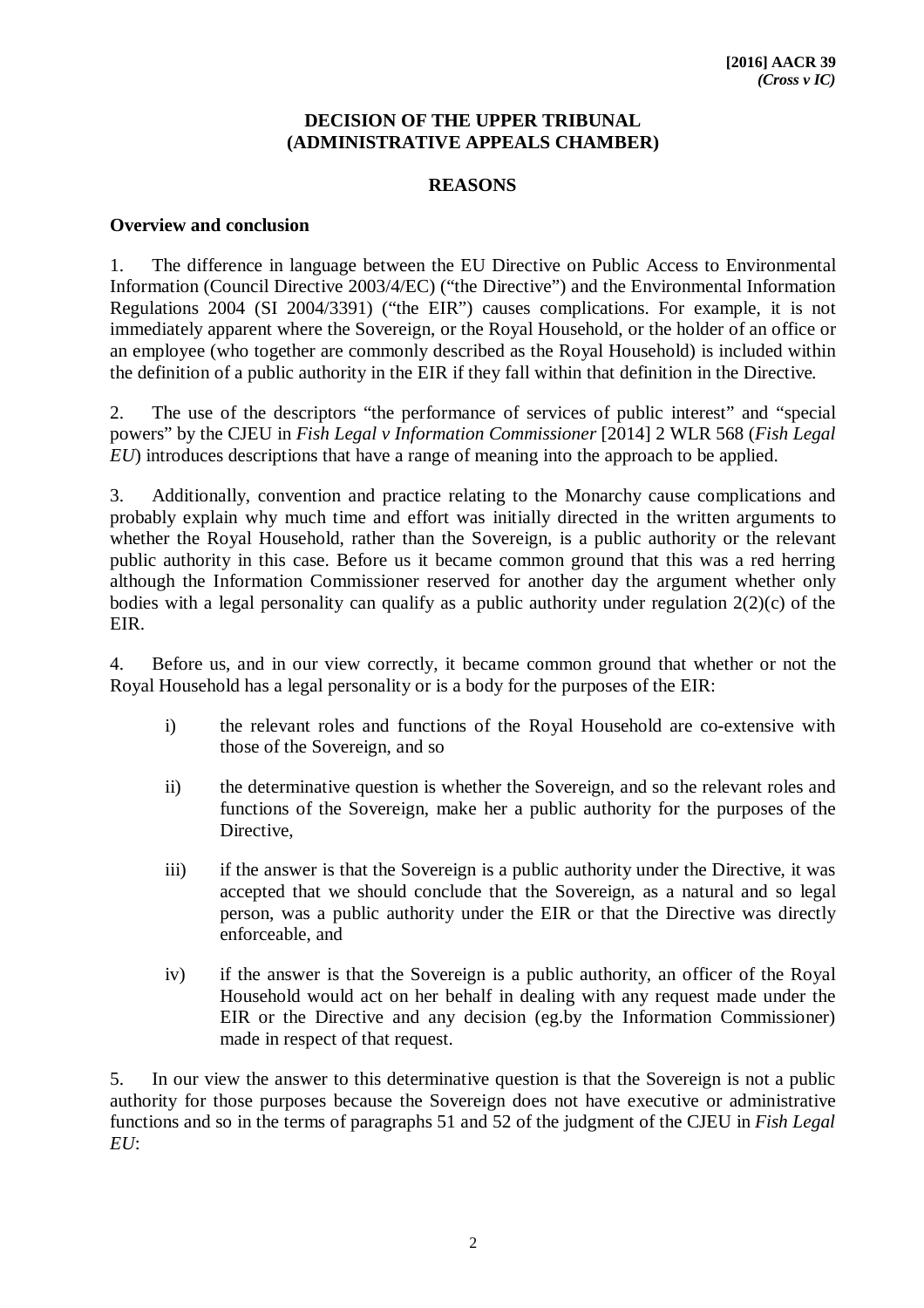**DECISION OF THE UPPER TRIBUNAL (ADMINISTRATIVE APPEALS CHAMBER)**

**REASONS**

**Overview and conclusion**

1. The difference in language between the EU Directive on Public Access to Environmental Information (Council Directive 2003/4/EC) ("the Directive") and the Environmental Information Regulations 2004 (SI 2004/3391) ("the EIR") causes complications. For example, it is not immediately apparent where the Sovereign, or the Royal Household, or the holder of an office or an employee (who together are commonly described as the Royal Household) is included within the definition of a public authority in the EIR if they fall within that definition in the Directive.

2. The use of the descriptors "the performance of services of public interest" and "special powers" by the CJEU in *Fish Legal v Information Commissioner* [2014] 2 WLR 568 (*Fish Legal EU*) introduces descriptions that have a range of meaning into the approach to be applied.

3. Additionally, convention and practice relating to the Monarchy cause complications and probably explain why much time and effort was initially directed in the written arguments to whether the Royal Household, rather than the Sovereign, is a public authority or the relevant public authority in this case. Before us it became common ground that this was a red herring although the Information Commissioner reserved for another day the argument whether only bodies with a legal personality can qualify as a public authority under regulation 2(2)(c) of the EIR.

4. Before us, and in our view correctly, it became common ground that whether or not the Royal Household has a legal personality or is a body for the purposes of the EIR:

   i) the relevant roles and functions of the Royal Household are co-extensive with those of the Sovereign, and so

   ii) the determinative question is whether the Sovereign, and so the relevant roles and functions of the Sovereign, make her a public authority for the purposes of the Directive,

   iii) if the answer is that the Sovereign is a public authority under the Directive, it was accepted that we should conclude that the Sovereign, as a natural and so legal person, was a public authority under the EIR or that the Directive was directly enforceable, and

   iv) if the answer is that the Sovereign is a public authority, an officer of the Royal Household would act on her behalf in dealing with any request made under the EIR or the Directive and any decision (eg.by the Information Commissioner) made in respect of that request.

5. In our view the answer to this determinative question is that the Sovereign is not a public authority for those purposes because the Sovereign does not have executive or administrative functions and so in the terms of paragraphs 51 and 52 of the judgment of the CJEU in *Fish Legal EU*: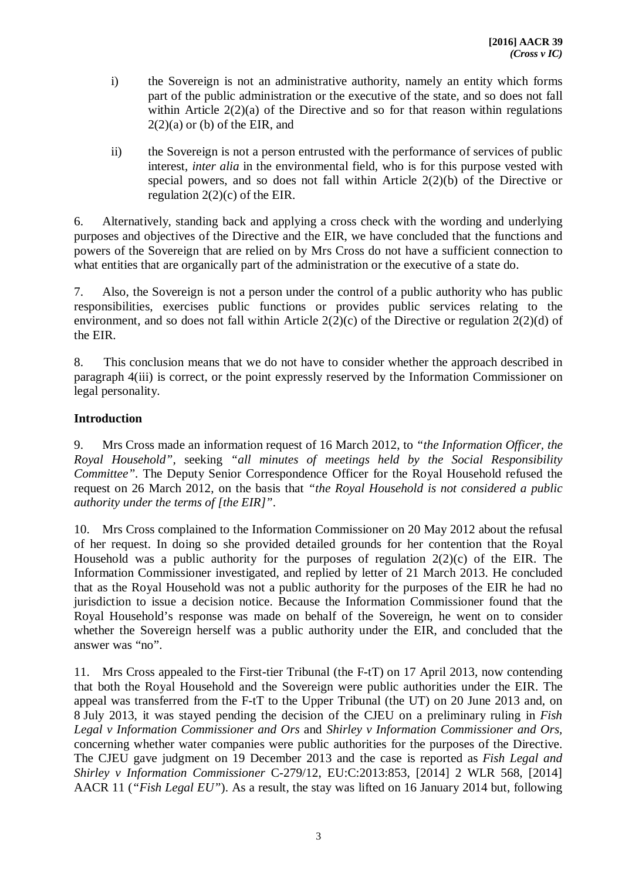i) the Sovereign is not an administrative authority, namely an entity which forms part of the public administration or the executive of the state, and so does not fall within Article 2(2)(a) of the Directive and so for that reason within regulations 2(2)(a) or (b) of the EIR, and

ii) the Sovereign is not a person entrusted with the performance of services of public interest, *inter alia* in the environmental field, who is for this purpose vested with special powers, and so does not fall within Article 2(2)(b) of the Directive or regulation 2(2)(c) of the EIR.

6. Alternatively, standing back and applying a cross check with the wording and underlying purposes and objectives of the Directive and the EIR, we have concluded that the functions and powers of the Sovereign that are relied on by Mrs Cross do not have a sufficient connection to what entities that are organically part of the administration or the executive of a state do.

7. Also, the Sovereign is not a person under the control of a public authority who has public responsibilities, exercises public functions or provides public services relating to the environment, and so does not fall within Article 2(2)(c) of the Directive or regulation 2(2)(d) of the EIR.

8. This conclusion means that we do not have to consider whether the approach described in paragraph 4(iii) is correct, or the point expressly reserved by the Information Commissioner on legal personality.

**Introduction**

9. Mrs Cross made an information request of 16 March 2012, to *"the Information Officer, the Royal Household"*, seeking *"all minutes of meetings held by the Social Responsibility Committee"*. The Deputy Senior Correspondence Officer for the Royal Household refused the request on 26 March 2012, on the basis that *"the Royal Household is not considered a public authority under the terms of [the EIR]"*.

10. Mrs Cross complained to the Information Commissioner on 20 May 2012 about the refusal of her request. In doing so she provided detailed grounds for her contention that the Royal Household was a public authority for the purposes of regulation 2(2)(c) of the EIR. The Information Commissioner investigated, and replied by letter of 21 March 2013. He concluded that as the Royal Household was not a public authority for the purposes of the EIR he had no jurisdiction to issue a decision notice. Because the Information Commissioner found that the Royal Household's response was made on behalf of the Sovereign, he went on to consider whether the Sovereign herself was a public authority under the EIR, and concluded that the answer was "no".

11. Mrs Cross appealed to the First-tier Tribunal (the F-tT) on 17 April 2013, now contending that both the Royal Household and the Sovereign were public authorities under the EIR. The appeal was transferred from the F-tT to the Upper Tribunal (the UT) on 20 June 2013 and, on 8 July 2013, it was stayed pending the decision of the CJEU on a preliminary ruling in *Fish Legal v Information Commissioner and Ors* and *Shirley v Information Commissioner and Ors*, concerning whether water companies were public authorities for the purposes of the Directive. The CJEU gave judgment on 19 December 2013 and the case is reported as *Fish Legal and Shirley v Information Commissioner* C-279/12, EU:C:2013:853, [2014] 2 WLR 568, [2014] AACR 11 (*"Fish Legal EU"*). As a result, the stay was lifted on 16 January 2014 but, following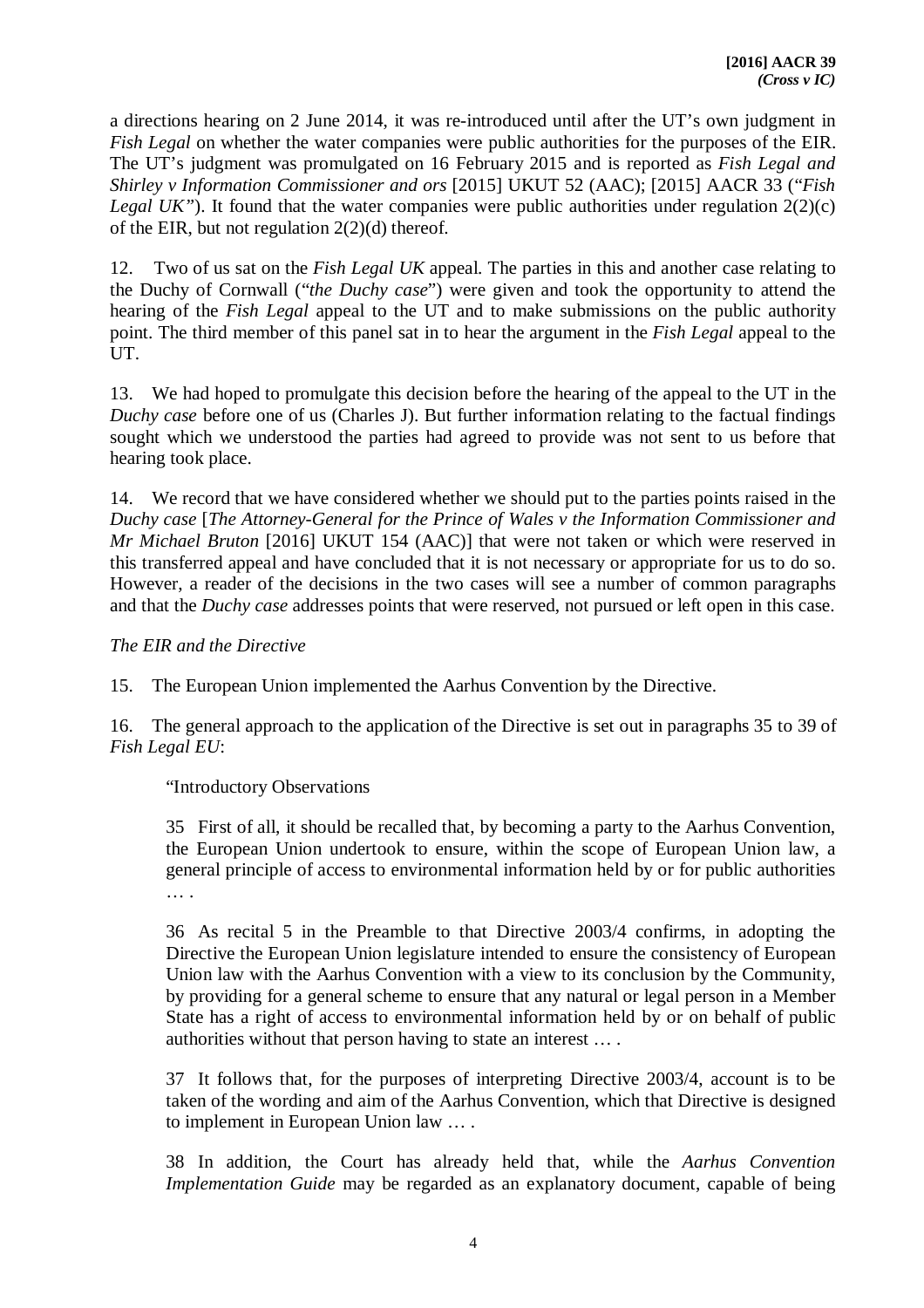a directions hearing on 2 June 2014, it was re-introduced until after the UT's own judgment in *Fish Legal* on whether the water companies were public authorities for the purposes of the EIR. The UT's judgment was promulgated on 16 February 2015 and is reported as *Fish Legal and Shirley v Information Commissioner and ors* [2015] UKUT 52 (AAC); [2015] AACR 33 ("*Fish Legal UK*"). It found that the water companies were public authorities under regulation 2(2)(c) of the EIR, but not regulation 2(2)(d) thereof.

12. Two of us sat on the *Fish Legal UK* appeal. The parties in this and another case relating to the Duchy of Cornwall ("*the Duchy case*") were given and took the opportunity to attend the hearing of the *Fish Legal* appeal to the UT and to make submissions on the public authority point. The third member of this panel sat in to hear the argument in the *Fish Legal* appeal to the UT.

13. We had hoped to promulgate this decision before the hearing of the appeal to the UT in the *Duchy case* before one of us (Charles J). But further information relating to the factual findings sought which we understood the parties had agreed to provide was not sent to us before that hearing took place.

14. We record that we have considered whether we should put to the parties points raised in the *Duchy case* [*The Attorney-General for the Prince of Wales v the Information Commissioner and Mr Michael Bruton* [2016] UKUT 154 (AAC)] that were not taken or which were reserved in this transferred appeal and have concluded that it is not necessary or appropriate for us to do so. However, a reader of the decisions in the two cases will see a number of common paragraphs and that the *Duchy case* addresses points that were reserved, not pursued or left open in this case.

*The EIR and the Directive*

15. The European Union implemented the Aarhus Convention by the Directive.

16. The general approach to the application of the Directive is set out in paragraphs 35 to 39 of *Fish Legal EU*:

> "Introductory Observations
>
> 35 First of all, it should be recalled that, by becoming a party to the Aarhus Convention, the European Union undertook to ensure, within the scope of European Union law, a general principle of access to environmental information held by or for public authorities … .
>
> 36 As recital 5 in the Preamble to that Directive 2003/4 confirms, in adopting the Directive the European Union legislature intended to ensure the consistency of European Union law with the Aarhus Convention with a view to its conclusion by the Community, by providing for a general scheme to ensure that any natural or legal person in a Member State has a right of access to environmental information held by or on behalf of public authorities without that person having to state an interest … .
>
> 37 It follows that, for the purposes of interpreting Directive 2003/4, account is to be taken of the wording and aim of the Aarhus Convention, which that Directive is designed to implement in European Union law … .
>
> 38 In addition, the Court has already held that, while the *Aarhus Convention Implementation Guide* may be regarded as an explanatory document, capable of being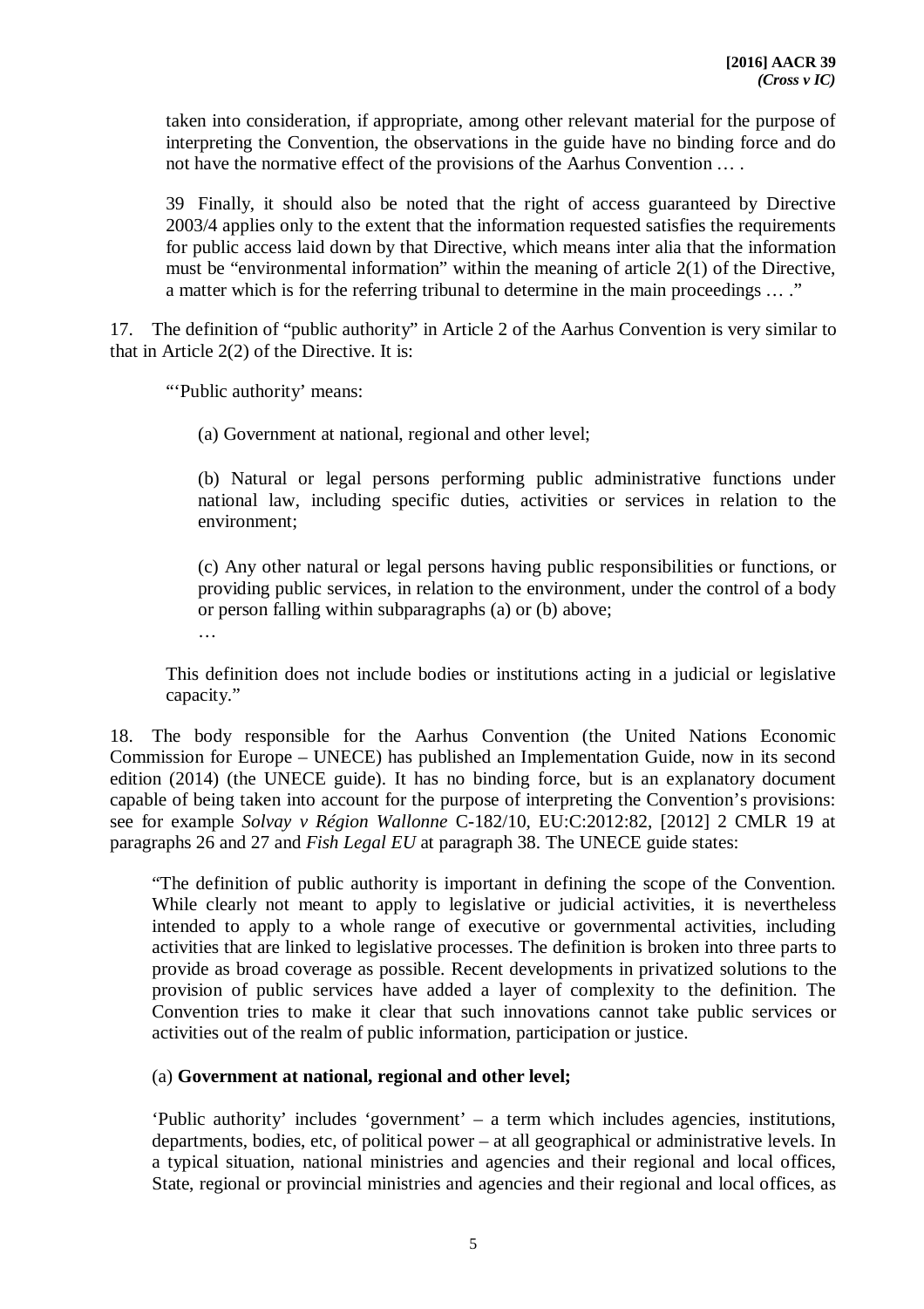> taken into consideration, if appropriate, among other relevant material for the purpose of interpreting the Convention, the observations in the guide have no binding force and do not have the normative effect of the provisions of the Aarhus Convention … .
>
> 39 Finally, it should also be noted that the right of access guaranteed by Directive 2003/4 applies only to the extent that the information requested satisfies the requirements for public access laid down by that Directive, which means inter alia that the information must be "environmental information" within the meaning of article 2(1) of the Directive, a matter which is for the referring tribunal to determine in the main proceedings … ."

17. The definition of "public authority" in Article 2 of the Aarhus Convention is very similar to that in Article 2(2) of the Directive. It is:

> "'Public authority' means:
>
> (a) Government at national, regional and other level;
>
> (b) Natural or legal persons performing public administrative functions under national law, including specific duties, activities or services in relation to the environment;
>
> (c) Any other natural or legal persons having public responsibilities or functions, or providing public services, in relation to the environment, under the control of a body or person falling within subparagraphs (a) or (b) above;
>
> …
>
> This definition does not include bodies or institutions acting in a judicial or legislative capacity."

18. The body responsible for the Aarhus Convention (the United Nations Economic Commission for Europe – UNECE) has published an Implementation Guide, now in its second edition (2014) (the UNECE guide). It has no binding force, but is an explanatory document capable of being taken into account for the purpose of interpreting the Convention's provisions: see for example *Solvay v Région Wallonne* C-182/10, EU:C:2012:82, [2012] 2 CMLR 19 at paragraphs 26 and 27 and *Fish Legal EU* at paragraph 38. The UNECE guide states:

> "The definition of public authority is important in defining the scope of the Convention. While clearly not meant to apply to legislative or judicial activities, it is nevertheless intended to apply to a whole range of executive or governmental activities, including activities that are linked to legislative processes. The definition is broken into three parts to provide as broad coverage as possible. Recent developments in privatized solutions to the provision of public services have added a layer of complexity to the definition. The Convention tries to make it clear that such innovations cannot take public services or activities out of the realm of public information, participation or justice.
>
> (a) **Government at national, regional and other level;**
>
> 'Public authority' includes 'government' – a term which includes agencies, institutions, departments, bodies, etc, of political power – at all geographical or administrative levels. In a typical situation, national ministries and agencies and their regional and local offices, State, regional or provincial ministries and agencies and their regional and local offices, as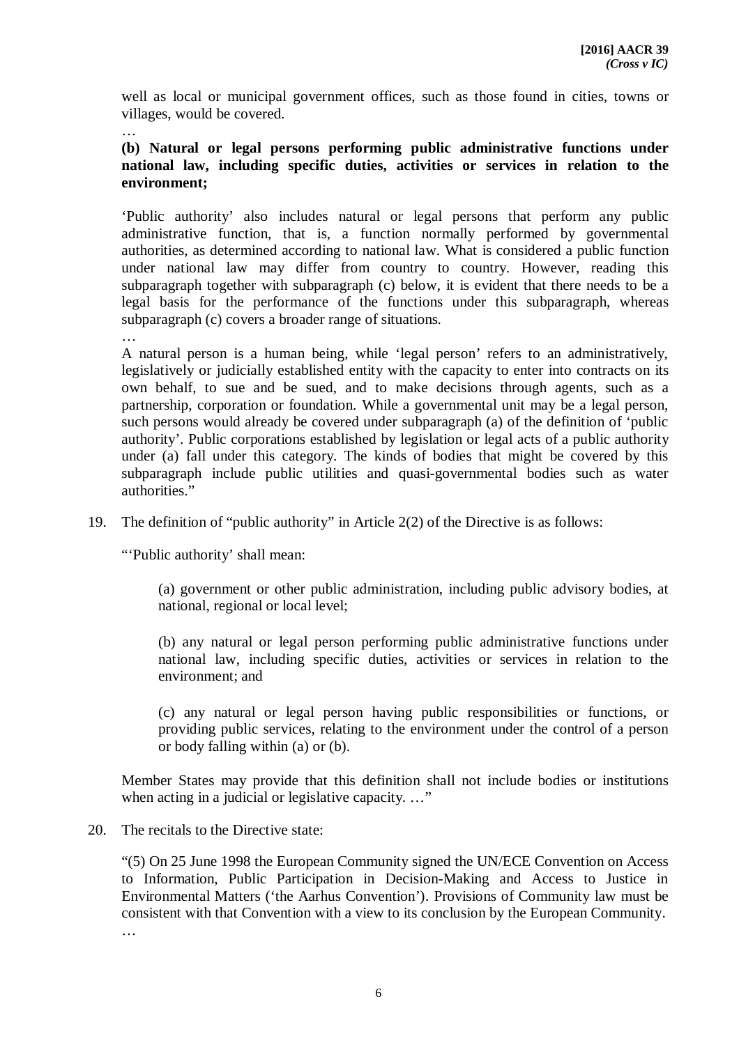well as local or municipal government offices, such as those found in cities, towns or villages, would be covered.

…

**(b) Natural or legal persons performing public administrative functions under national law, including specific duties, activities or services in relation to the environment;**

'Public authority' also includes natural or legal persons that perform any public administrative function, that is, a function normally performed by governmental authorities, as determined according to national law. What is considered a public function under national law may differ from country to country. However, reading this subparagraph together with subparagraph (c) below, it is evident that there needs to be a legal basis for the performance of the functions under this subparagraph, whereas subparagraph (c) covers a broader range of situations.

…

A natural person is a human being, while 'legal person' refers to an administratively, legislatively or judicially established entity with the capacity to enter into contracts on its own behalf, to sue and be sued, and to make decisions through agents, such as a partnership, corporation or foundation. While a governmental unit may be a legal person, such persons would already be covered under subparagraph (a) of the definition of 'public authority'. Public corporations established by legislation or legal acts of a public authority under (a) fall under this category. The kinds of bodies that might be covered by this subparagraph include public utilities and quasi-governmental bodies such as water authorities."

19. The definition of "public authority" in Article 2(2) of the Directive is as follows:

"'Public authority' shall mean:

> (a) government or other public administration, including public advisory bodies, at national, regional or local level;
>
> (b) any natural or legal person performing public administrative functions under national law, including specific duties, activities or services in relation to the environment; and
>
> (c) any natural or legal person having public responsibilities or functions, or providing public services, relating to the environment under the control of a person or body falling within (a) or (b).

Member States may provide that this definition shall not include bodies or institutions when acting in a judicial or legislative capacity. …"

20. The recitals to the Directive state:

"(5) On 25 June 1998 the European Community signed the UN/ECE Convention on Access to Information, Public Participation in Decision-Making and Access to Justice in Environmental Matters ('the Aarhus Convention'). Provisions of Community law must be consistent with that Convention with a view to its conclusion by the European Community.

…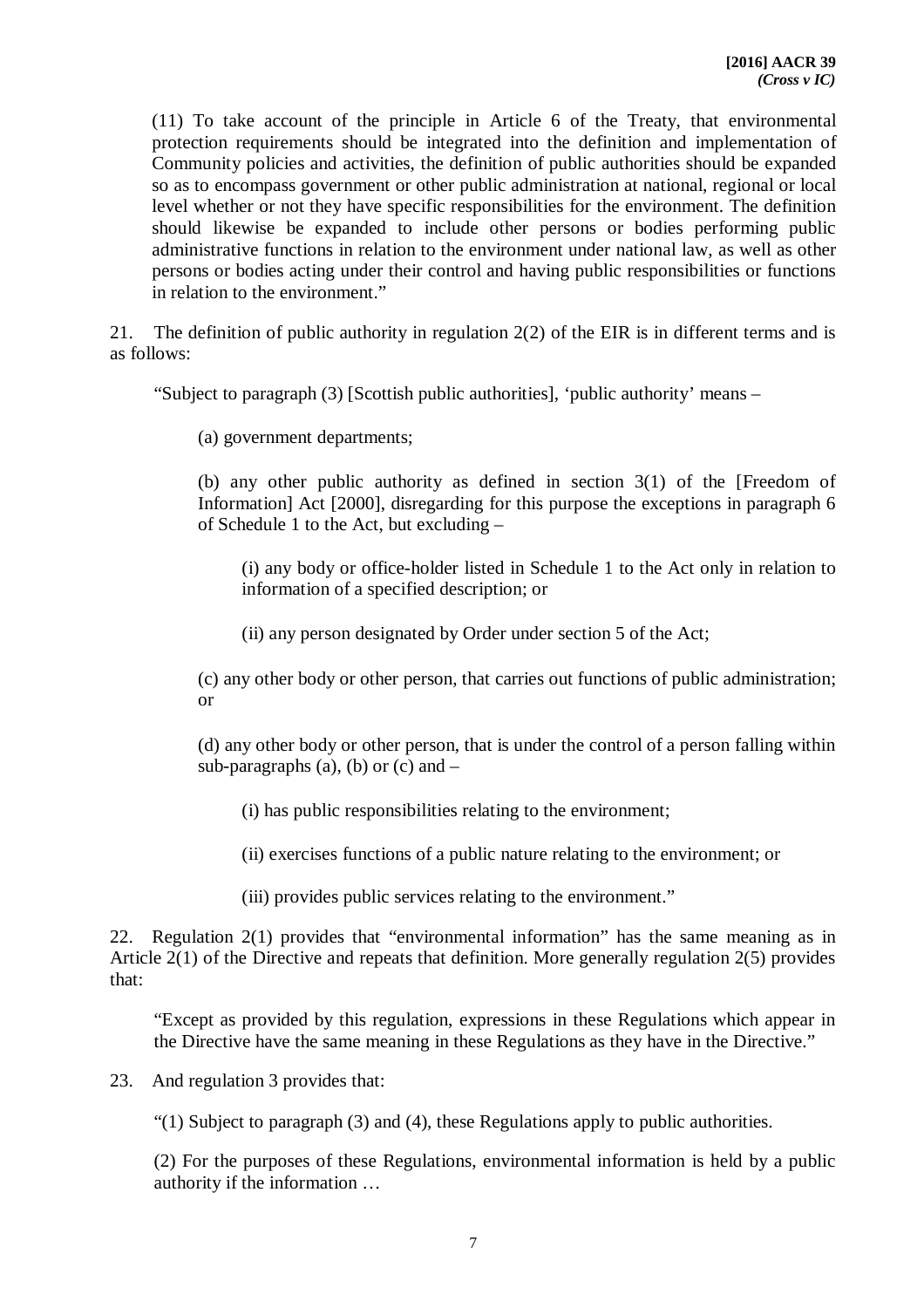> (11) To take account of the principle in Article 6 of the Treaty, that environmental protection requirements should be integrated into the definition and implementation of Community policies and activities, the definition of public authorities should be expanded so as to encompass government or other public administration at national, regional or local level whether or not they have specific responsibilities for the environment. The definition should likewise be expanded to include other persons or bodies performing public administrative functions in relation to the environment under national law, as well as other persons or bodies acting under their control and having public responsibilities or functions in relation to the environment."

21. The definition of public authority in regulation 2(2) of the EIR is in different terms and is as follows:

> "Subject to paragraph (3) [Scottish public authorities], 'public authority' means –
>
> (a) government departments;
>
> (b) any other public authority as defined in section 3(1) of the [Freedom of Information] Act [2000], disregarding for this purpose the exceptions in paragraph 6 of Schedule 1 to the Act, but excluding –
>
> > (i) any body or office-holder listed in Schedule 1 to the Act only in relation to information of a specified description; or
> >
> > (ii) any person designated by Order under section 5 of the Act;
>
> (c) any other body or other person, that carries out functions of public administration; or
>
> (d) any other body or other person, that is under the control of a person falling within sub-paragraphs (a), (b) or (c) and –
>
> > (i) has public responsibilities relating to the environment;
> >
> > (ii) exercises functions of a public nature relating to the environment; or
> >
> > (iii) provides public services relating to the environment."

22. Regulation 2(1) provides that "environmental information" has the same meaning as in Article 2(1) of the Directive and repeats that definition. More generally regulation 2(5) provides that:

> "Except as provided by this regulation, expressions in these Regulations which appear in the Directive have the same meaning in these Regulations as they have in the Directive."

23. And regulation 3 provides that:

> "(1) Subject to paragraph (3) and (4), these Regulations apply to public authorities.
>
> (2) For the purposes of these Regulations, environmental information is held by a public authority if the information …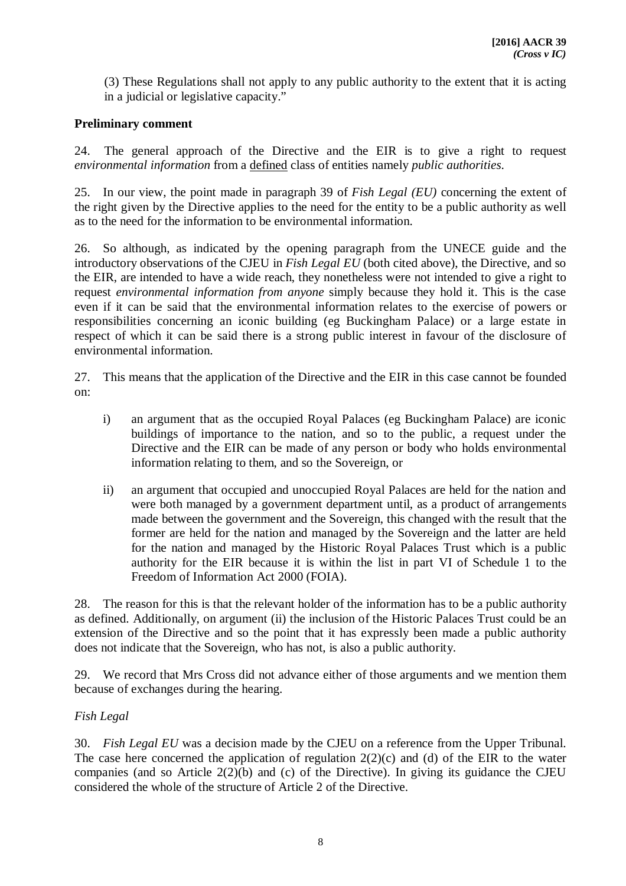(3) These Regulations shall not apply to any public authority to the extent that it is acting in a judicial or legislative capacity."

**Preliminary comment**

24. The general approach of the Directive and the EIR is to give a right to request *environmental information* from a defined class of entities namely *public authorities*.

25. In our view, the point made in paragraph 39 of *Fish Legal (EU)* concerning the extent of the right given by the Directive applies to the need for the entity to be a public authority as well as to the need for the information to be environmental information.

26. So although, as indicated by the opening paragraph from the UNECE guide and the introductory observations of the CJEU in *Fish Legal EU* (both cited above), the Directive, and so the EIR, are intended to have a wide reach, they nonetheless were not intended to give a right to request *environmental information from anyone* simply because they hold it. This is the case even if it can be said that the environmental information relates to the exercise of powers or responsibilities concerning an iconic building (eg Buckingham Palace) or a large estate in respect of which it can be said there is a strong public interest in favour of the disclosure of environmental information.

27. This means that the application of the Directive and the EIR in this case cannot be founded on:

i) an argument that as the occupied Royal Palaces (eg Buckingham Palace) are iconic buildings of importance to the nation, and so to the public, a request under the Directive and the EIR can be made of any person or body who holds environmental information relating to them, and so the Sovereign, or

ii) an argument that occupied and unoccupied Royal Palaces are held for the nation and were both managed by a government department until, as a product of arrangements made between the government and the Sovereign, this changed with the result that the former are held for the nation and managed by the Sovereign and the latter are held for the nation and managed by the Historic Royal Palaces Trust which is a public authority for the EIR because it is within the list in part VI of Schedule 1 to the Freedom of Information Act 2000 (FOIA).

28. The reason for this is that the relevant holder of the information has to be a public authority as defined. Additionally, on argument (ii) the inclusion of the Historic Palaces Trust could be an extension of the Directive and so the point that it has expressly been made a public authority does not indicate that the Sovereign, who has not, is also a public authority.

29. We record that Mrs Cross did not advance either of those arguments and we mention them because of exchanges during the hearing.

*Fish Legal*

30. *Fish Legal EU* was a decision made by the CJEU on a reference from the Upper Tribunal. The case here concerned the application of regulation 2(2)(c) and (d) of the EIR to the water companies (and so Article 2(2)(b) and (c) of the Directive). In giving its guidance the CJEU considered the whole of the structure of Article 2 of the Directive.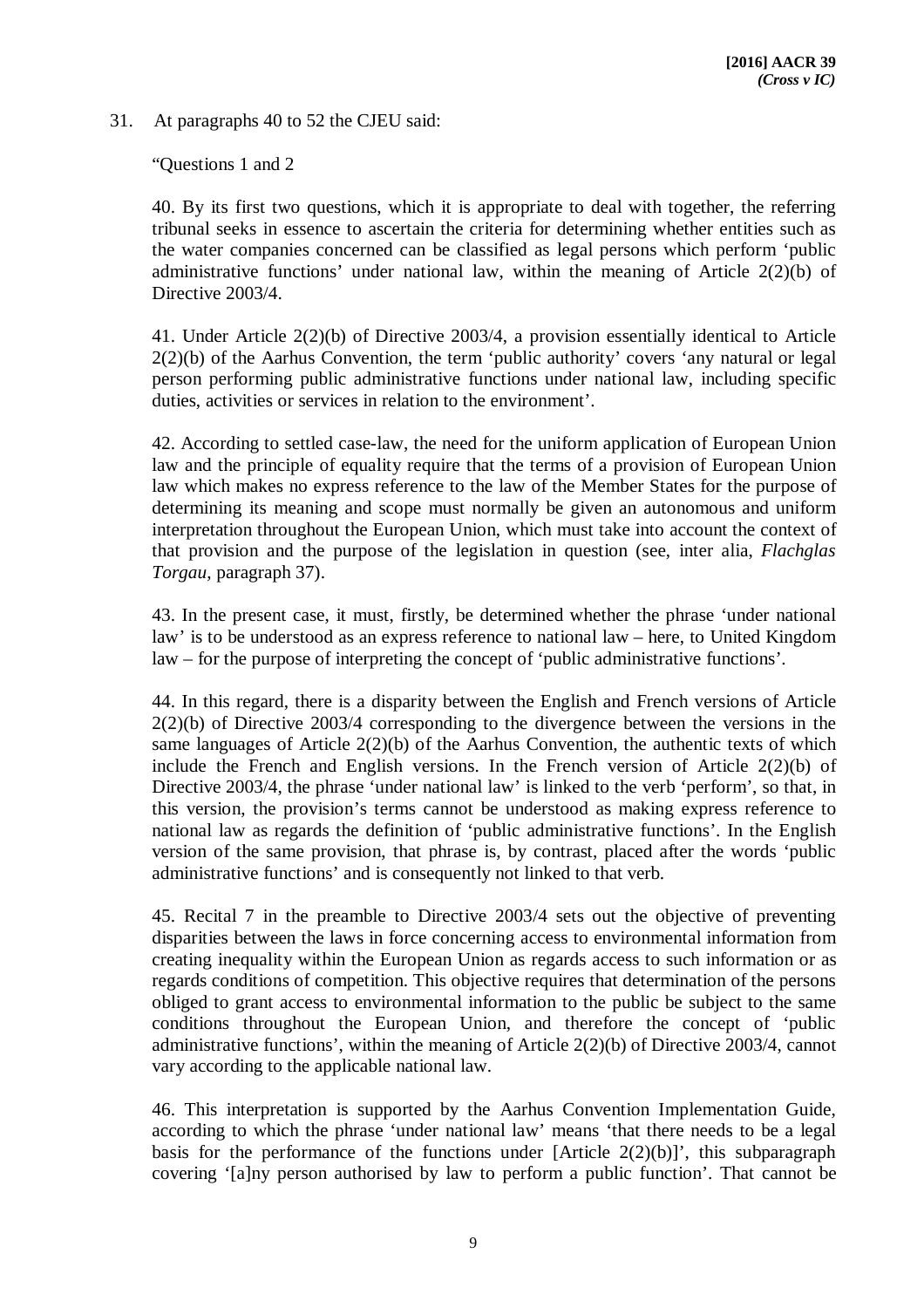31. At paragraphs 40 to 52 the CJEU said:

"Questions 1 and 2

40. By its first two questions, which it is appropriate to deal with together, the referring tribunal seeks in essence to ascertain the criteria for determining whether entities such as the water companies concerned can be classified as legal persons which perform 'public administrative functions' under national law, within the meaning of Article 2(2)(b) of Directive 2003/4.

41. Under Article 2(2)(b) of Directive 2003/4, a provision essentially identical to Article 2(2)(b) of the Aarhus Convention, the term 'public authority' covers 'any natural or legal person performing public administrative functions under national law, including specific duties, activities or services in relation to the environment'.

42. According to settled case-law, the need for the uniform application of European Union law and the principle of equality require that the terms of a provision of European Union law which makes no express reference to the law of the Member States for the purpose of determining its meaning and scope must normally be given an autonomous and uniform interpretation throughout the European Union, which must take into account the context of that provision and the purpose of the legislation in question (see, inter alia, *Flachglas Torgau*, paragraph 37).

43. In the present case, it must, firstly, be determined whether the phrase 'under national law' is to be understood as an express reference to national law – here, to United Kingdom law – for the purpose of interpreting the concept of 'public administrative functions'.

44. In this regard, there is a disparity between the English and French versions of Article 2(2)(b) of Directive 2003/4 corresponding to the divergence between the versions in the same languages of Article 2(2)(b) of the Aarhus Convention, the authentic texts of which include the French and English versions. In the French version of Article 2(2)(b) of Directive 2003/4, the phrase 'under national law' is linked to the verb 'perform', so that, in this version, the provision's terms cannot be understood as making express reference to national law as regards the definition of 'public administrative functions'. In the English version of the same provision, that phrase is, by contrast, placed after the words 'public administrative functions' and is consequently not linked to that verb.

45. Recital 7 in the preamble to Directive 2003/4 sets out the objective of preventing disparities between the laws in force concerning access to environmental information from creating inequality within the European Union as regards access to such information or as regards conditions of competition. This objective requires that determination of the persons obliged to grant access to environmental information to the public be subject to the same conditions throughout the European Union, and therefore the concept of 'public administrative functions', within the meaning of Article 2(2)(b) of Directive 2003/4, cannot vary according to the applicable national law.

46. This interpretation is supported by the Aarhus Convention Implementation Guide, according to which the phrase 'under national law' means 'that there needs to be a legal basis for the performance of the functions under [Article 2(2)(b)]', this subparagraph covering '[a]ny person authorised by law to perform a public function'. That cannot be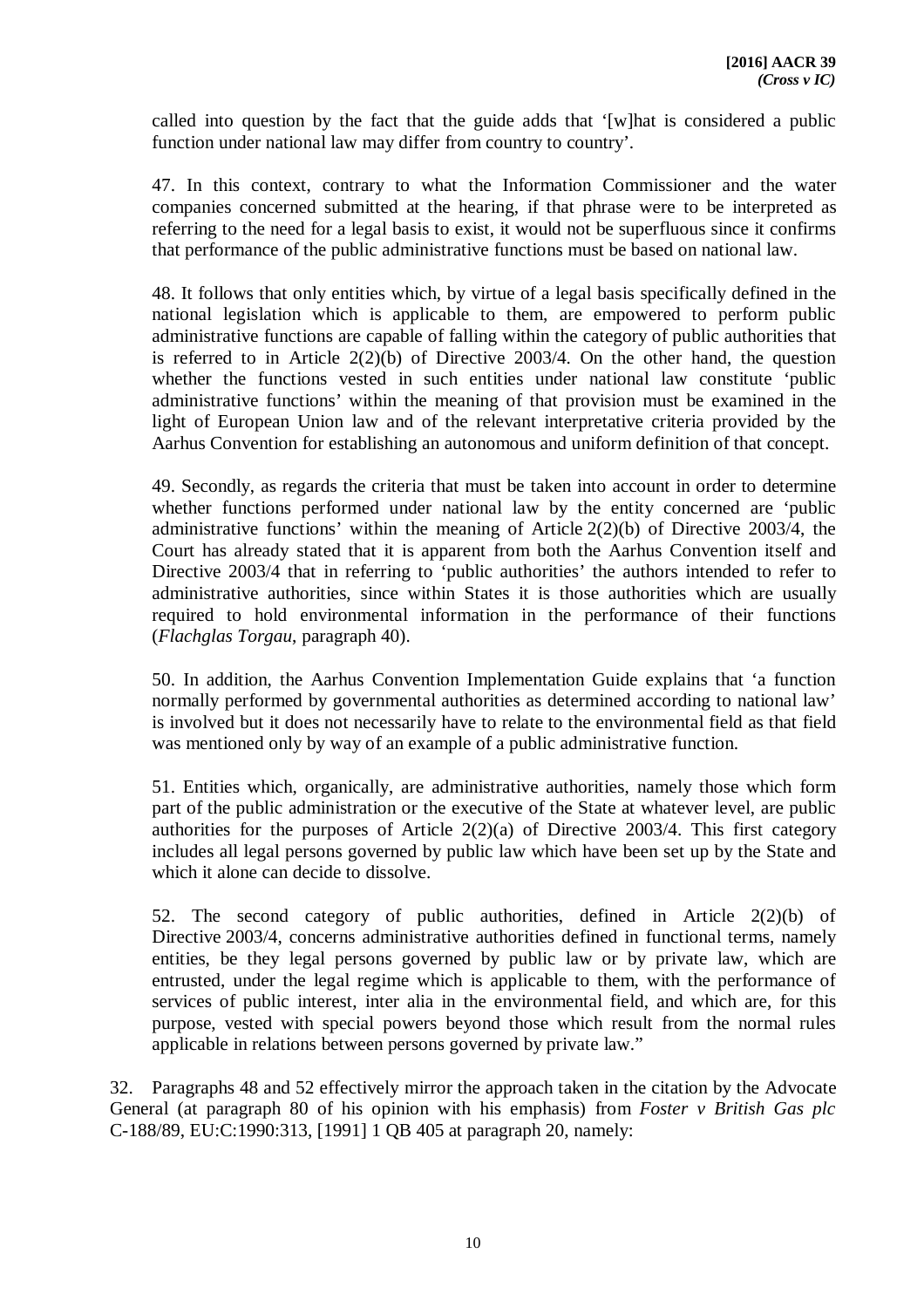called into question by the fact that the guide adds that '[w]hat is considered a public function under national law may differ from country to country'.

47. In this context, contrary to what the Information Commissioner and the water companies concerned submitted at the hearing, if that phrase were to be interpreted as referring to the need for a legal basis to exist, it would not be superfluous since it confirms that performance of the public administrative functions must be based on national law.

48. It follows that only entities which, by virtue of a legal basis specifically defined in the national legislation which is applicable to them, are empowered to perform public administrative functions are capable of falling within the category of public authorities that is referred to in Article 2(2)(b) of Directive 2003/4. On the other hand, the question whether the functions vested in such entities under national law constitute 'public administrative functions' within the meaning of that provision must be examined in the light of European Union law and of the relevant interpretative criteria provided by the Aarhus Convention for establishing an autonomous and uniform definition of that concept.

49. Secondly, as regards the criteria that must be taken into account in order to determine whether functions performed under national law by the entity concerned are 'public administrative functions' within the meaning of Article 2(2)(b) of Directive 2003/4, the Court has already stated that it is apparent from both the Aarhus Convention itself and Directive 2003/4 that in referring to 'public authorities' the authors intended to refer to administrative authorities, since within States it is those authorities which are usually required to hold environmental information in the performance of their functions (*Flachglas Torgau*, paragraph 40).

50. In addition, the Aarhus Convention Implementation Guide explains that 'a function normally performed by governmental authorities as determined according to national law' is involved but it does not necessarily have to relate to the environmental field as that field was mentioned only by way of an example of a public administrative function.

51. Entities which, organically, are administrative authorities, namely those which form part of the public administration or the executive of the State at whatever level, are public authorities for the purposes of Article 2(2)(a) of Directive 2003/4. This first category includes all legal persons governed by public law which have been set up by the State and which it alone can decide to dissolve.

52. The second category of public authorities, defined in Article 2(2)(b) of Directive 2003/4, concerns administrative authorities defined in functional terms, namely entities, be they legal persons governed by public law or by private law, which are entrusted, under the legal regime which is applicable to them, with the performance of services of public interest, inter alia in the environmental field, and which are, for this purpose, vested with special powers beyond those which result from the normal rules applicable in relations between persons governed by private law."

32. Paragraphs 48 and 52 effectively mirror the approach taken in the citation by the Advocate General (at paragraph 80 of his opinion with his emphasis) from *Foster v British Gas plc* C-188/89, EU:C:1990:313, [1991] 1 QB 405 at paragraph 20, namely: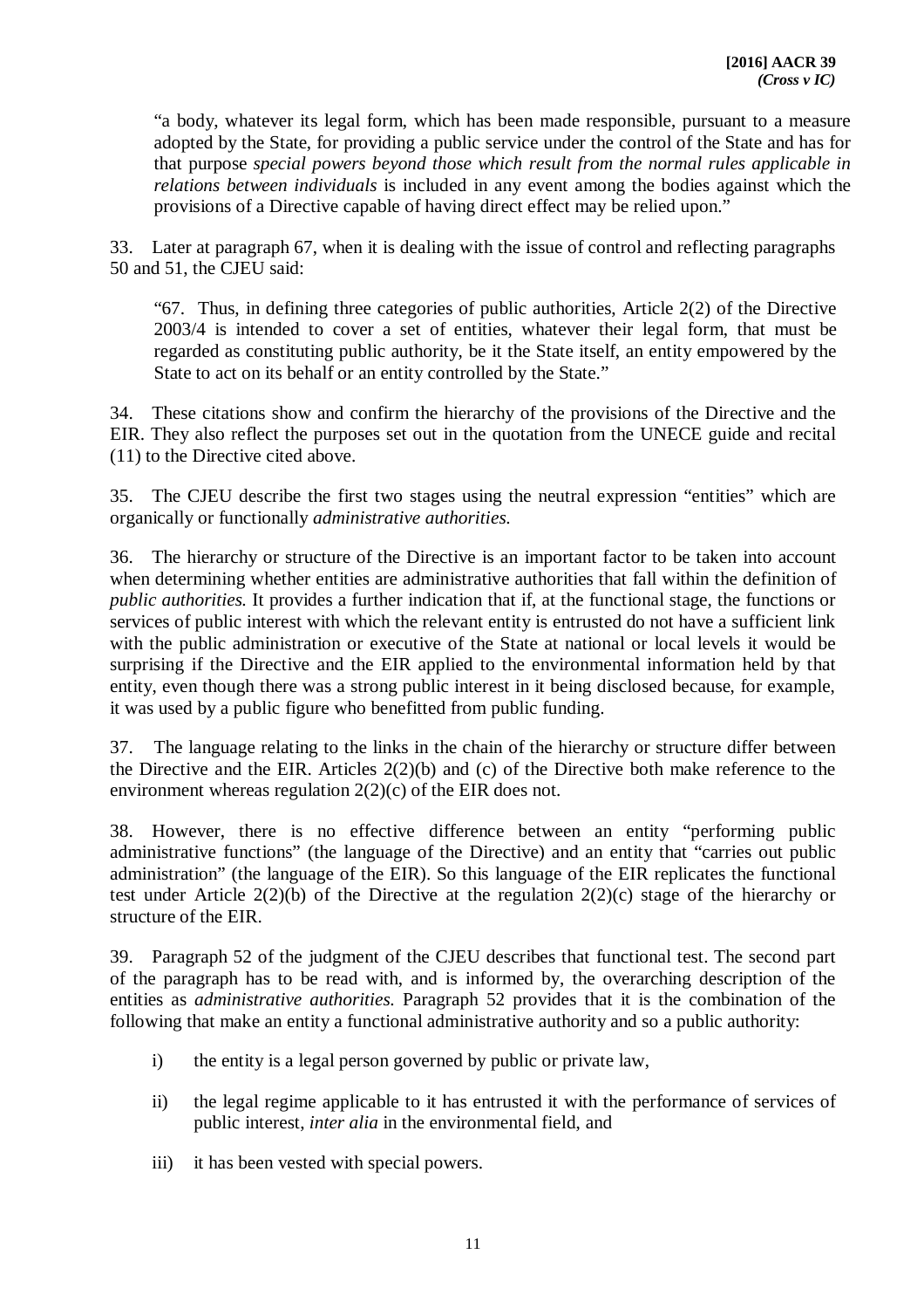> "a body, whatever its legal form, which has been made responsible, pursuant to a measure adopted by the State, for providing a public service under the control of the State and has for that purpose *special powers beyond those which result from the normal rules applicable in relations between individuals* is included in any event among the bodies against which the provisions of a Directive capable of having direct effect may be relied upon."

33. Later at paragraph 67, when it is dealing with the issue of control and reflecting paragraphs 50 and 51, the CJEU said:

> "67. Thus, in defining three categories of public authorities, Article 2(2) of the Directive 2003/4 is intended to cover a set of entities, whatever their legal form, that must be regarded as constituting public authority, be it the State itself, an entity empowered by the State to act on its behalf or an entity controlled by the State."

34. These citations show and confirm the hierarchy of the provisions of the Directive and the EIR. They also reflect the purposes set out in the quotation from the UNECE guide and recital (11) to the Directive cited above.

35. The CJEU describe the first two stages using the neutral expression "entities" which are organically or functionally *administrative authorities.*

36. The hierarchy or structure of the Directive is an important factor to be taken into account when determining whether entities are administrative authorities that fall within the definition of *public authorities.* It provides a further indication that if, at the functional stage, the functions or services of public interest with which the relevant entity is entrusted do not have a sufficient link with the public administration or executive of the State at national or local levels it would be surprising if the Directive and the EIR applied to the environmental information held by that entity, even though there was a strong public interest in it being disclosed because, for example, it was used by a public figure who benefitted from public funding.

37. The language relating to the links in the chain of the hierarchy or structure differ between the Directive and the EIR. Articles 2(2)(b) and (c) of the Directive both make reference to the environment whereas regulation 2(2)(c) of the EIR does not.

38. However, there is no effective difference between an entity "performing public administrative functions" (the language of the Directive) and an entity that "carries out public administration" (the language of the EIR). So this language of the EIR replicates the functional test under Article 2(2)(b) of the Directive at the regulation 2(2)(c) stage of the hierarchy or structure of the EIR.

39. Paragraph 52 of the judgment of the CJEU describes that functional test. The second part of the paragraph has to be read with, and is informed by, the overarching description of the entities as *administrative authorities.* Paragraph 52 provides that it is the combination of the following that make an entity a functional administrative authority and so a public authority:

i) the entity is a legal person governed by public or private law,

ii) the legal regime applicable to it has entrusted it with the performance of services of public interest, *inter alia* in the environmental field, and

iii) it has been vested with special powers.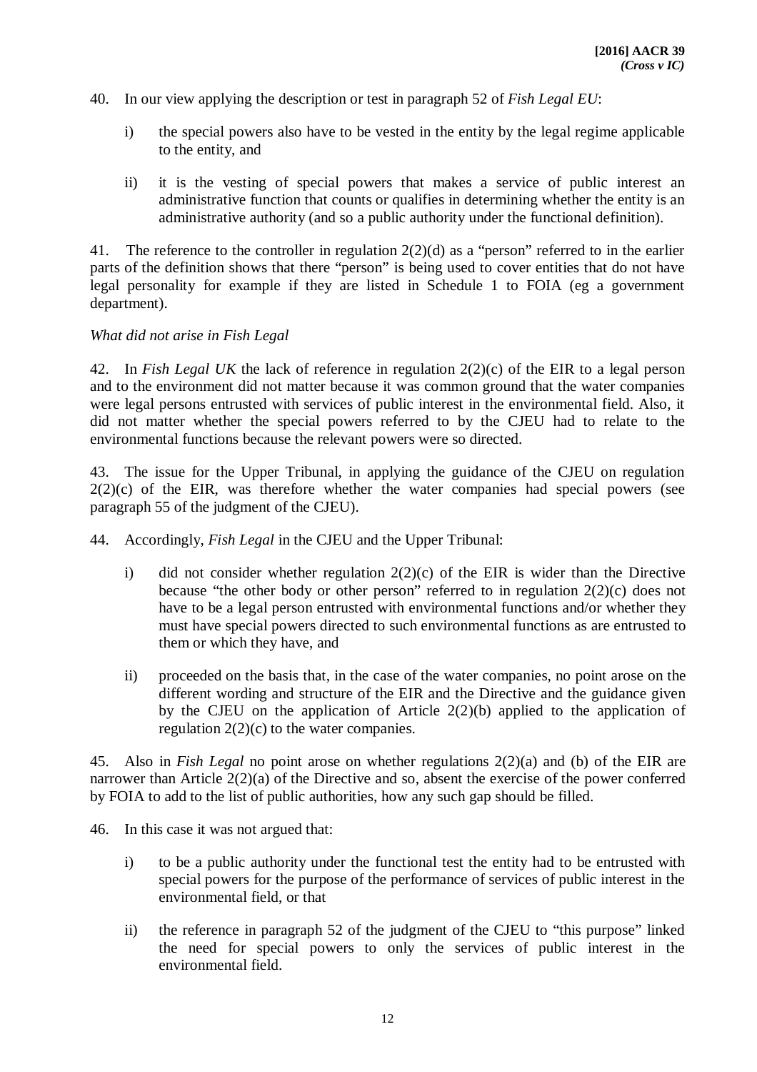40. In our view applying the description or test in paragraph 52 of *Fish Legal EU*:

i) the special powers also have to be vested in the entity by the legal regime applicable to the entity, and

ii) it is the vesting of special powers that makes a service of public interest an administrative function that counts or qualifies in determining whether the entity is an administrative authority (and so a public authority under the functional definition).

41. The reference to the controller in regulation 2(2)(d) as a "person" referred to in the earlier parts of the definition shows that there "person" is being used to cover entities that do not have legal personality for example if they are listed in Schedule 1 to FOIA (eg a government department).

*What did not arise in Fish Legal*

42. In *Fish Legal UK* the lack of reference in regulation 2(2)(c) of the EIR to a legal person and to the environment did not matter because it was common ground that the water companies were legal persons entrusted with services of public interest in the environmental field. Also, it did not matter whether the special powers referred to by the CJEU had to relate to the environmental functions because the relevant powers were so directed.

43. The issue for the Upper Tribunal, in applying the guidance of the CJEU on regulation 2(2)(c) of the EIR, was therefore whether the water companies had special powers (see paragraph 55 of the judgment of the CJEU).

44. Accordingly, *Fish Legal* in the CJEU and the Upper Tribunal:

i) did not consider whether regulation 2(2)(c) of the EIR is wider than the Directive because "the other body or other person" referred to in regulation 2(2)(c) does not have to be a legal person entrusted with environmental functions and/or whether they must have special powers directed to such environmental functions as are entrusted to them or which they have, and

ii) proceeded on the basis that, in the case of the water companies, no point arose on the different wording and structure of the EIR and the Directive and the guidance given by the CJEU on the application of Article 2(2)(b) applied to the application of regulation 2(2)(c) to the water companies.

45. Also in *Fish Legal* no point arose on whether regulations 2(2)(a) and (b) of the EIR are narrower than Article 2(2)(a) of the Directive and so, absent the exercise of the power conferred by FOIA to add to the list of public authorities, how any such gap should be filled.

46. In this case it was not argued that:

i) to be a public authority under the functional test the entity had to be entrusted with special powers for the purpose of the performance of services of public interest in the environmental field, or that

ii) the reference in paragraph 52 of the judgment of the CJEU to "this purpose" linked the need for special powers to only the services of public interest in the environmental field.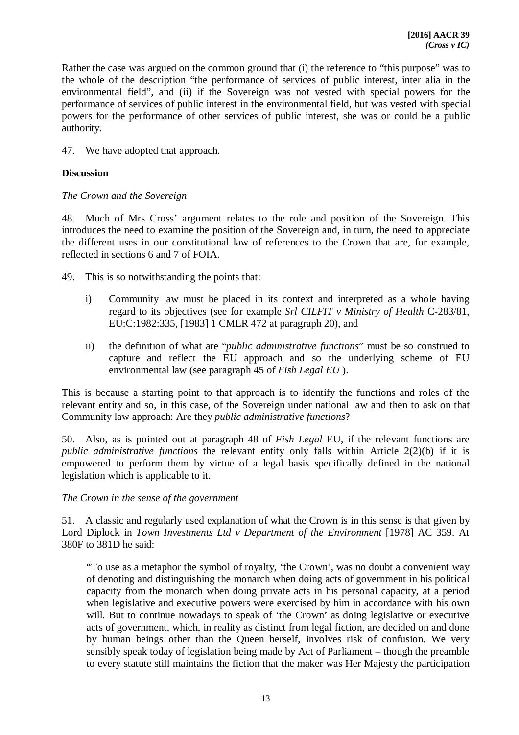Rather the case was argued on the common ground that (i) the reference to "this purpose" was to the whole of the description "the performance of services of public interest, inter alia in the environmental field", and (ii) if the Sovereign was not vested with special powers for the performance of services of public interest in the environmental field, but was vested with special powers for the performance of other services of public interest, she was or could be a public authority.

47. We have adopted that approach.

**Discussion**

*The Crown and the Sovereign*

48. Much of Mrs Cross' argument relates to the role and position of the Sovereign. This introduces the need to examine the position of the Sovereign and, in turn, the need to appreciate the different uses in our constitutional law of references to the Crown that are, for example, reflected in sections 6 and 7 of FOIA.

49. This is so notwithstanding the points that:

i) Community law must be placed in its context and interpreted as a whole having regard to its objectives (see for example *Srl CILFIT v Ministry of Health* C-283/81, EU:C:1982:335, [1983] 1 CMLR 472 at paragraph 20), and

ii) the definition of what are "*public administrative functions*" must be so construed to capture and reflect the EU approach and so the underlying scheme of EU environmental law (see paragraph 45 of *Fish Legal EU* ).

This is because a starting point to that approach is to identify the functions and roles of the relevant entity and so, in this case, of the Sovereign under national law and then to ask on that Community law approach: Are they *public administrative functions*?

50. Also, as is pointed out at paragraph 48 of *Fish Legal* EU, if the relevant functions are *public administrative functions* the relevant entity only falls within Article 2(2)(b) if it is empowered to perform them by virtue of a legal basis specifically defined in the national legislation which is applicable to it.

*The Crown in the sense of the government*

51. A classic and regularly used explanation of what the Crown is in this sense is that given by Lord Diplock in *Town Investments Ltd v Department of the Environment* [1978] AC 359. At 380F to 381D he said:

> "To use as a metaphor the symbol of royalty, 'the Crown', was no doubt a convenient way of denoting and distinguishing the monarch when doing acts of government in his political capacity from the monarch when doing private acts in his personal capacity, at a period when legislative and executive powers were exercised by him in accordance with his own will. But to continue nowadays to speak of 'the Crown' as doing legislative or executive acts of government, which, in reality as distinct from legal fiction, are decided on and done by human beings other than the Queen herself, involves risk of confusion. We very sensibly speak today of legislation being made by Act of Parliament – though the preamble to every statute still maintains the fiction that the maker was Her Majesty the participation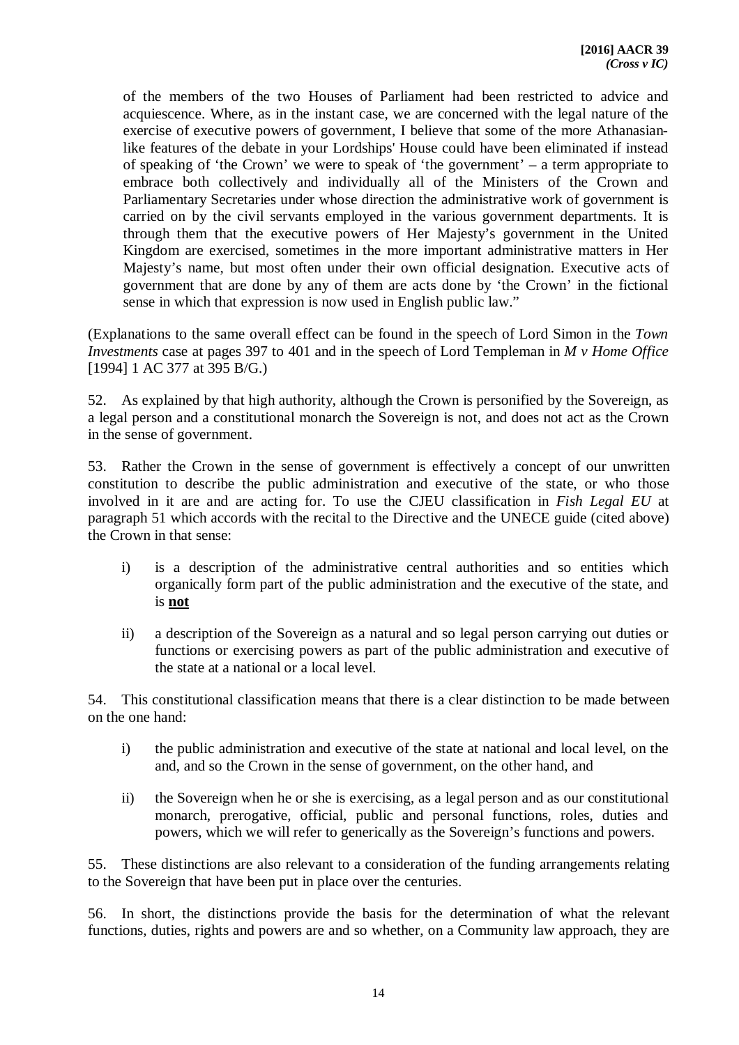> of the members of the two Houses of Parliament had been restricted to advice and acquiescence. Where, as in the instant case, we are concerned with the legal nature of the exercise of executive powers of government, I believe that some of the more Athanasian-like features of the debate in your Lordships' House could have been eliminated if instead of speaking of 'the Crown' we were to speak of 'the government' – a term appropriate to embrace both collectively and individually all of the Ministers of the Crown and Parliamentary Secretaries under whose direction the administrative work of government is carried on by the civil servants employed in the various government departments. It is through them that the executive powers of Her Majesty's government in the United Kingdom are exercised, sometimes in the more important administrative matters in Her Majesty's name, but most often under their own official designation. Executive acts of government that are done by any of them are acts done by 'the Crown' in the fictional sense in which that expression is now used in English public law."

(Explanations to the same overall effect can be found in the speech of Lord Simon in the *Town Investments* case at pages 397 to 401 and in the speech of Lord Templeman in *M v Home Office* [1994] 1 AC 377 at 395 B/G.)

52. As explained by that high authority, although the Crown is personified by the Sovereign, as a legal person and a constitutional monarch the Sovereign is not, and does not act as the Crown in the sense of government.

53. Rather the Crown in the sense of government is effectively a concept of our unwritten constitution to describe the public administration and executive of the state, or who those involved in it are and are acting for. To use the CJEU classification in *Fish Legal EU* at paragraph 51 which accords with the recital to the Directive and the UNECE guide (cited above) the Crown in that sense:

i) is a description of the administrative central authorities and so entities which organically form part of the public administration and the executive of the state, and is **<u>not</u>**

ii) a description of the Sovereign as a natural and so legal person carrying out duties or functions or exercising powers as part of the public administration and executive of the state at a national or a local level.

54. This constitutional classification means that there is a clear distinction to be made between on the one hand:

i) the public administration and executive of the state at national and local level, on the and, and so the Crown in the sense of government, on the other hand, and

ii) the Sovereign when he or she is exercising, as a legal person and as our constitutional monarch, prerogative, official, public and personal functions, roles, duties and powers, which we will refer to generically as the Sovereign's functions and powers.

55. These distinctions are also relevant to a consideration of the funding arrangements relating to the Sovereign that have been put in place over the centuries.

56. In short, the distinctions provide the basis for the determination of what the relevant functions, duties, rights and powers are and so whether, on a Community law approach, they are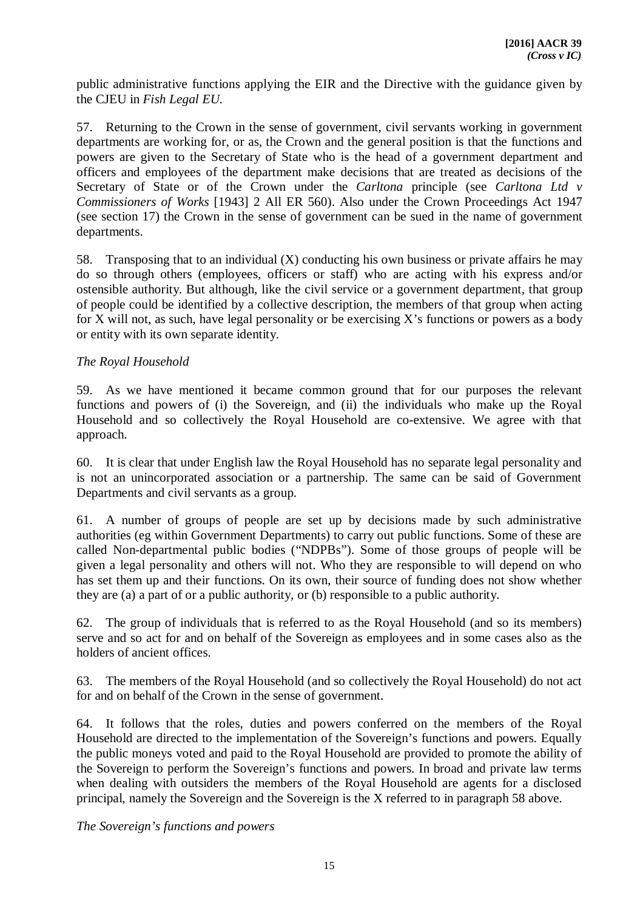public administrative functions applying the EIR and the Directive with the guidance given by the CJEU in *Fish Legal EU*.

57. Returning to the Crown in the sense of government, civil servants working in government departments are working for, or as, the Crown and the general position is that the functions and powers are given to the Secretary of State who is the head of a government department and officers and employees of the department make decisions that are treated as decisions of the Secretary of State or of the Crown under the *Carltona* principle (see *Carltona Ltd v Commissioners of Works* [1943] 2 All ER 560). Also under the Crown Proceedings Act 1947 (see section 17) the Crown in the sense of government can be sued in the name of government departments.

58. Transposing that to an individual (X) conducting his own business or private affairs he may do so through others (employees, officers or staff) who are acting with his express and/or ostensible authority. But although, like the civil service or a government department, that group of people could be identified by a collective description, the members of that group when acting for X will not, as such, have legal personality or be exercising X's functions or powers as a body or entity with its own separate identity.

*The Royal Household*

59. As we have mentioned it became common ground that for our purposes the relevant functions and powers of (i) the Sovereign, and (ii) the individuals who make up the Royal Household and so collectively the Royal Household are co-extensive. We agree with that approach.

60. It is clear that under English law the Royal Household has no separate legal personality and is not an unincorporated association or a partnership. The same can be said of Government Departments and civil servants as a group.

61. A number of groups of people are set up by decisions made by such administrative authorities (eg within Government Departments) to carry out public functions. Some of these are called Non-departmental public bodies ("NDPBs"). Some of those groups of people will be given a legal personality and others will not. Who they are responsible to will depend on who has set them up and their functions. On its own, their source of funding does not show whether they are (a) a part of or a public authority, or (b) responsible to a public authority.

62. The group of individuals that is referred to as the Royal Household (and so its members) serve and so act for and on behalf of the Sovereign as employees and in some cases also as the holders of ancient offices.

63. The members of the Royal Household (and so collectively the Royal Household) do not act for and on behalf of the Crown in the sense of government.

64. It follows that the roles, duties and powers conferred on the members of the Royal Household are directed to the implementation of the Sovereign's functions and powers. Equally the public moneys voted and paid to the Royal Household are provided to promote the ability of the Sovereign to perform the Sovereign's functions and powers. In broad and private law terms when dealing with outsiders the members of the Royal Household are agents for a disclosed principal, namely the Sovereign and the Sovereign is the X referred to in paragraph 58 above.

*The Sovereign's functions and powers*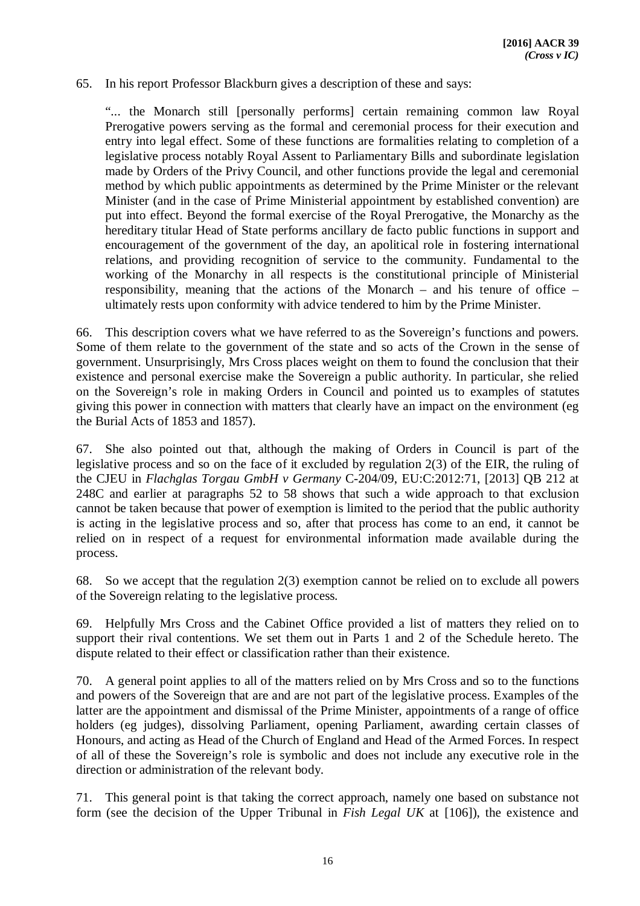65. In his report Professor Blackburn gives a description of these and says:

> "... the Monarch still [personally performs] certain remaining common law Royal Prerogative powers serving as the formal and ceremonial process for their execution and entry into legal effect. Some of these functions are formalities relating to completion of a legislative process notably Royal Assent to Parliamentary Bills and subordinate legislation made by Orders of the Privy Council, and other functions provide the legal and ceremonial method by which public appointments as determined by the Prime Minister or the relevant Minister (and in the case of Prime Ministerial appointment by established convention) are put into effect. Beyond the formal exercise of the Royal Prerogative, the Monarchy as the hereditary titular Head of State performs ancillary de facto public functions in support and encouragement of the government of the day, an apolitical role in fostering international relations, and providing recognition of service to the community. Fundamental to the working of the Monarchy in all respects is the constitutional principle of Ministerial responsibility, meaning that the actions of the Monarch – and his tenure of office – ultimately rests upon conformity with advice tendered to him by the Prime Minister.

66. This description covers what we have referred to as the Sovereign's functions and powers. Some of them relate to the government of the state and so acts of the Crown in the sense of government. Unsurprisingly, Mrs Cross places weight on them to found the conclusion that their existence and personal exercise make the Sovereign a public authority. In particular, she relied on the Sovereign's role in making Orders in Council and pointed us to examples of statutes giving this power in connection with matters that clearly have an impact on the environment (eg the Burial Acts of 1853 and 1857).

67. She also pointed out that, although the making of Orders in Council is part of the legislative process and so on the face of it excluded by regulation 2(3) of the EIR, the ruling of the CJEU in *Flachglas Torgau GmbH v Germany* C-204/09, EU:C:2012:71, [2013] QB 212 at 248C and earlier at paragraphs 52 to 58 shows that such a wide approach to that exclusion cannot be taken because that power of exemption is limited to the period that the public authority is acting in the legislative process and so, after that process has come to an end, it cannot be relied on in respect of a request for environmental information made available during the process.

68. So we accept that the regulation 2(3) exemption cannot be relied on to exclude all powers of the Sovereign relating to the legislative process.

69. Helpfully Mrs Cross and the Cabinet Office provided a list of matters they relied on to support their rival contentions. We set them out in Parts 1 and 2 of the Schedule hereto. The dispute related to their effect or classification rather than their existence.

70. A general point applies to all of the matters relied on by Mrs Cross and so to the functions and powers of the Sovereign that are and are not part of the legislative process. Examples of the latter are the appointment and dismissal of the Prime Minister, appointments of a range of office holders (eg judges), dissolving Parliament, opening Parliament, awarding certain classes of Honours, and acting as Head of the Church of England and Head of the Armed Forces. In respect of all of these the Sovereign's role is symbolic and does not include any executive role in the direction or administration of the relevant body.

71. This general point is that taking the correct approach, namely one based on substance not form (see the decision of the Upper Tribunal in *Fish Legal UK* at [106]), the existence and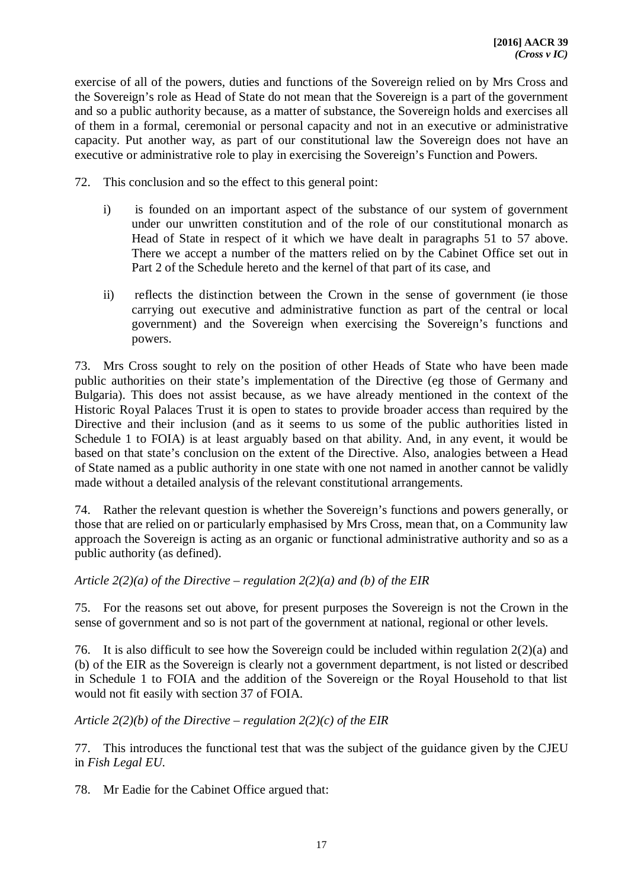exercise of all of the powers, duties and functions of the Sovereign relied on by Mrs Cross and the Sovereign's role as Head of State do not mean that the Sovereign is a part of the government and so a public authority because, as a matter of substance, the Sovereign holds and exercises all of them in a formal, ceremonial or personal capacity and not in an executive or administrative capacity. Put another way, as part of our constitutional law the Sovereign does not have an executive or administrative role to play in exercising the Sovereign's Function and Powers.

72. This conclusion and so the effect to this general point:

i) is founded on an important aspect of the substance of our system of government under our unwritten constitution and of the role of our constitutional monarch as Head of State in respect of it which we have dealt in paragraphs 51 to 57 above. There we accept a number of the matters relied on by the Cabinet Office set out in Part 2 of the Schedule hereto and the kernel of that part of its case, and

ii) reflects the distinction between the Crown in the sense of government (ie those carrying out executive and administrative function as part of the central or local government) and the Sovereign when exercising the Sovereign's functions and powers.

73. Mrs Cross sought to rely on the position of other Heads of State who have been made public authorities on their state's implementation of the Directive (eg those of Germany and Bulgaria). This does not assist because, as we have already mentioned in the context of the Historic Royal Palaces Trust it is open to states to provide broader access than required by the Directive and their inclusion (and as it seems to us some of the public authorities listed in Schedule 1 to FOIA) is at least arguably based on that ability. And, in any event, it would be based on that state's conclusion on the extent of the Directive. Also, analogies between a Head of State named as a public authority in one state with one not named in another cannot be validly made without a detailed analysis of the relevant constitutional arrangements.

74. Rather the relevant question is whether the Sovereign's functions and powers generally, or those that are relied on or particularly emphasised by Mrs Cross, mean that, on a Community law approach the Sovereign is acting as an organic or functional administrative authority and so as a public authority (as defined).

*Article 2(2)(a) of the Directive – regulation 2(2)(a) and (b) of the EIR*

75. For the reasons set out above, for present purposes the Sovereign is not the Crown in the sense of government and so is not part of the government at national, regional or other levels.

76. It is also difficult to see how the Sovereign could be included within regulation 2(2)(a) and (b) of the EIR as the Sovereign is clearly not a government department, is not listed or described in Schedule 1 to FOIA and the addition of the Sovereign or the Royal Household to that list would not fit easily with section 37 of FOIA.

*Article 2(2)(b) of the Directive – regulation 2(2)(c) of the EIR*

77. This introduces the functional test that was the subject of the guidance given by the CJEU in *Fish Legal EU*.

78. Mr Eadie for the Cabinet Office argued that: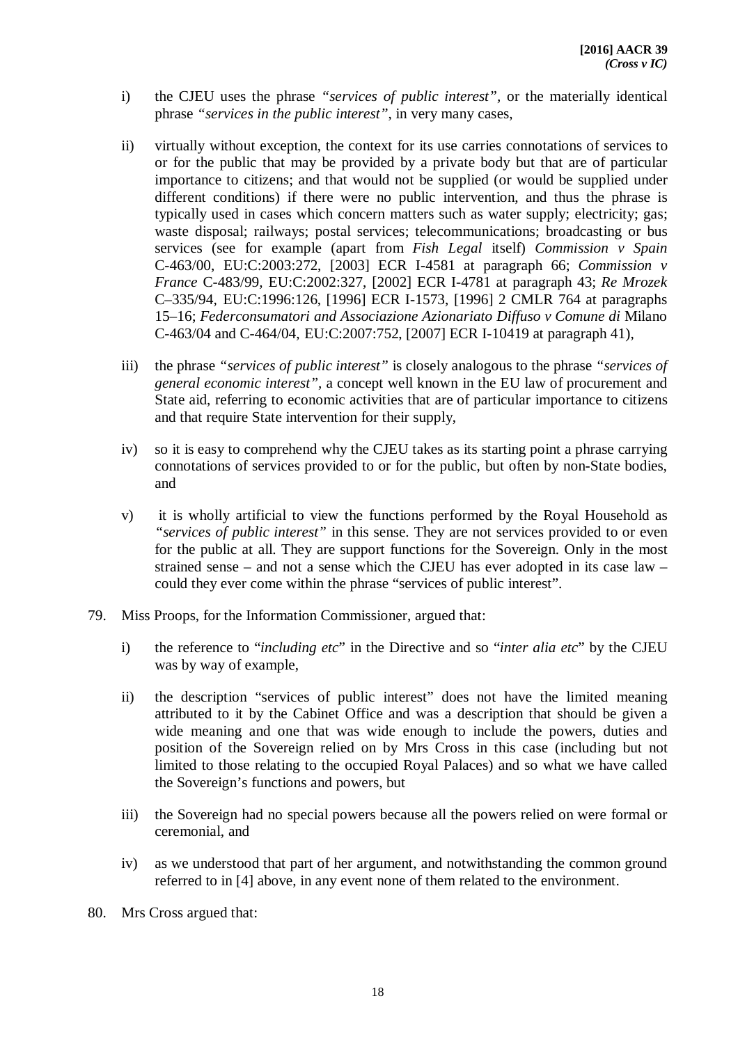i) the CJEU uses the phrase *"services of public interest"*, or the materially identical phrase *"services in the public interest"*, in very many cases,

ii) virtually without exception, the context for its use carries connotations of services to or for the public that may be provided by a private body but that are of particular importance to citizens; and that would not be supplied (or would be supplied under different conditions) if there were no public intervention, and thus the phrase is typically used in cases which concern matters such as water supply; electricity; gas; waste disposal; railways; postal services; telecommunications; broadcasting or bus services (see for example (apart from *Fish Legal* itself) *Commission v Spain* C-463/00, EU:C:2003:272, [2003] ECR I-4581 at paragraph 66; *Commission v France* C-483/99, EU:C:2002:327, [2002] ECR I-4781 at paragraph 43; *Re Mrozek* C–335/94, EU:C:1996:126, [1996] ECR I-1573, [1996] 2 CMLR 764 at paragraphs 15–16; *Federconsumatori and Associazione Azionariato Diffuso v Comune di* Milano C-463/04 and C-464/04, EU:C:2007:752, [2007] ECR I-10419 at paragraph 41),

iii) the phrase *"services of public interest"* is closely analogous to the phrase *"services of general economic interest"*, a concept well known in the EU law of procurement and State aid, referring to economic activities that are of particular importance to citizens and that require State intervention for their supply,

iv) so it is easy to comprehend why the CJEU takes as its starting point a phrase carrying connotations of services provided to or for the public, but often by non-State bodies, and

v) it is wholly artificial to view the functions performed by the Royal Household as *"services of public interest"* in this sense. They are not services provided to or even for the public at all. They are support functions for the Sovereign. Only in the most strained sense – and not a sense which the CJEU has ever adopted in its case law – could they ever come within the phrase "services of public interest".

79. Miss Proops, for the Information Commissioner, argued that:

i) the reference to "*including etc*" in the Directive and so "*inter alia etc*" by the CJEU was by way of example,

ii) the description "services of public interest" does not have the limited meaning attributed to it by the Cabinet Office and was a description that should be given a wide meaning and one that was wide enough to include the powers, duties and position of the Sovereign relied on by Mrs Cross in this case (including but not limited to those relating to the occupied Royal Palaces) and so what we have called the Sovereign's functions and powers, but

iii) the Sovereign had no special powers because all the powers relied on were formal or ceremonial, and

iv) as we understood that part of her argument, and notwithstanding the common ground referred to in [4] above, in any event none of them related to the environment.

80. Mrs Cross argued that: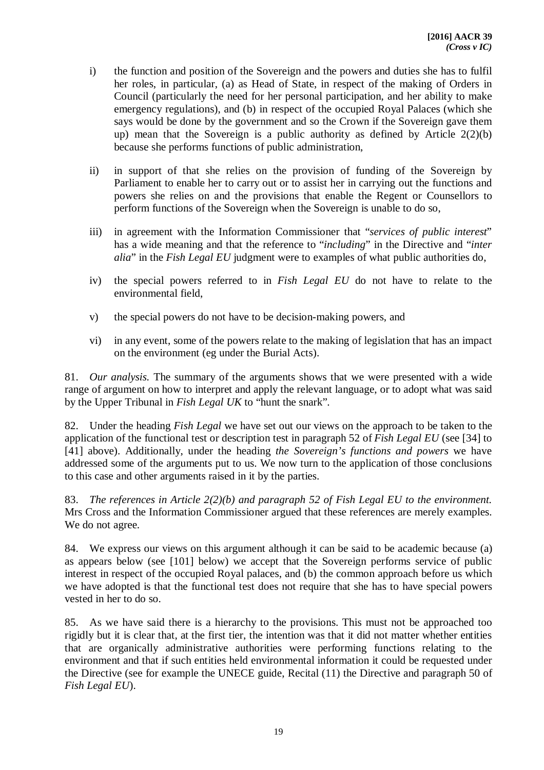i) the function and position of the Sovereign and the powers and duties she has to fulfil her roles, in particular, (a) as Head of State, in respect of the making of Orders in Council (particularly the need for her personal participation, and her ability to make emergency regulations), and (b) in respect of the occupied Royal Palaces (which she says would be done by the government and so the Crown if the Sovereign gave them up) mean that the Sovereign is a public authority as defined by Article 2(2)(b) because she performs functions of public administration,

ii) in support of that she relies on the provision of funding of the Sovereign by Parliament to enable her to carry out or to assist her in carrying out the functions and powers she relies on and the provisions that enable the Regent or Counsellors to perform functions of the Sovereign when the Sovereign is unable to do so,

iii) in agreement with the Information Commissioner that "*services of public interest*" has a wide meaning and that the reference to "*including*" in the Directive and "*inter alia*" in the *Fish Legal EU* judgment were to examples of what public authorities do,

iv) the special powers referred to in *Fish Legal EU* do not have to relate to the environmental field,

v) the special powers do not have to be decision-making powers, and

vi) in any event, some of the powers relate to the making of legislation that has an impact on the environment (eg under the Burial Acts).

81. *Our analysis.* The summary of the arguments shows that we were presented with a wide range of argument on how to interpret and apply the relevant language, or to adopt what was said by the Upper Tribunal in *Fish Legal UK* to "hunt the snark".

82. Under the heading *Fish Legal* we have set out our views on the approach to be taken to the application of the functional test or description test in paragraph 52 of *Fish Legal EU* (see [34] to [41] above). Additionally, under the heading *the Sovereign's functions and powers* we have addressed some of the arguments put to us. We now turn to the application of those conclusions to this case and other arguments raised in it by the parties.

83. *The references in Article 2(2)(b) and paragraph 52 of Fish Legal EU to the environment.* Mrs Cross and the Information Commissioner argued that these references are merely examples. We do not agree.

84. We express our views on this argument although it can be said to be academic because (a) as appears below (see [101] below) we accept that the Sovereign performs service of public interest in respect of the occupied Royal palaces, and (b) the common approach before us which we have adopted is that the functional test does not require that she has to have special powers vested in her to do so.

85. As we have said there is a hierarchy to the provisions. This must not be approached too rigidly but it is clear that, at the first tier, the intention was that it did not matter whether entities that are organically administrative authorities were performing functions relating to the environment and that if such entities held environmental information it could be requested under the Directive (see for example the UNECE guide, Recital (11) the Directive and paragraph 50 of *Fish Legal EU*).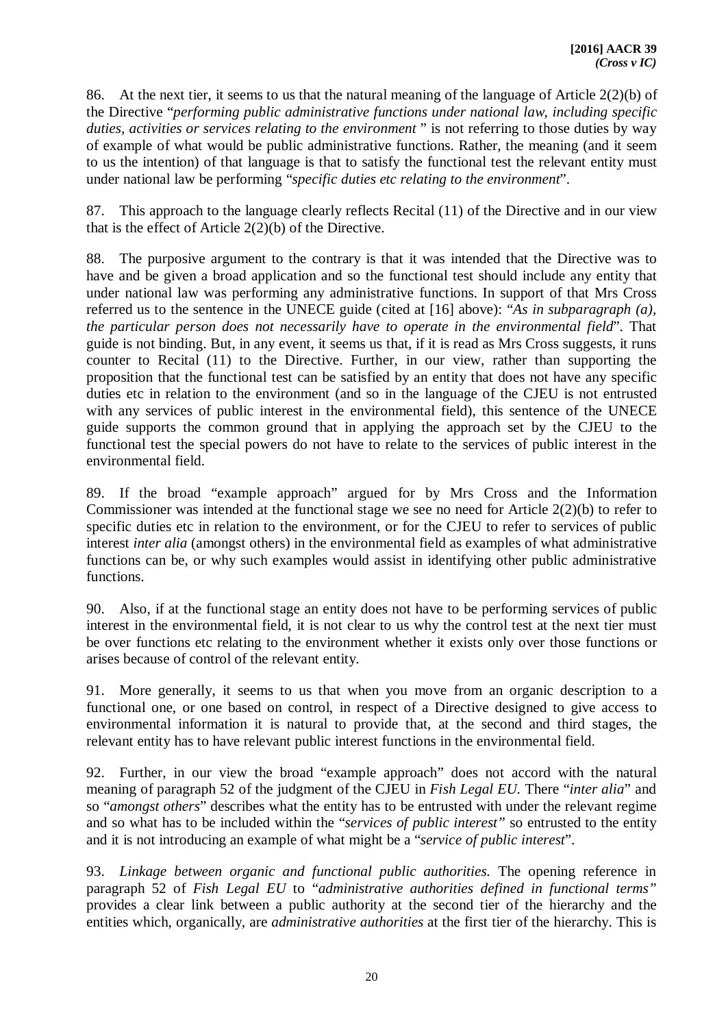86. At the next tier, it seems to us that the natural meaning of the language of Article 2(2)(b) of the Directive "*performing public administrative functions under national law, including specific duties, activities or services relating to the environment* " is not referring to those duties by way of example of what would be public administrative functions. Rather, the meaning (and it seem to us the intention) of that language is that to satisfy the functional test the relevant entity must under national law be performing "*specific duties etc relating to the environment*".

87. This approach to the language clearly reflects Recital (11) of the Directive and in our view that is the effect of Article 2(2)(b) of the Directive.

88. The purposive argument to the contrary is that it was intended that the Directive was to have and be given a broad application and so the functional test should include any entity that under national law was performing any administrative functions. In support of that Mrs Cross referred us to the sentence in the UNECE guide (cited at [16] above): "*As in subparagraph (a), the particular person does not necessarily have to operate in the environmental field*". That guide is not binding. But, in any event, it seems us that, if it is read as Mrs Cross suggests, it runs counter to Recital (11) to the Directive. Further, in our view, rather than supporting the proposition that the functional test can be satisfied by an entity that does not have any specific duties etc in relation to the environment (and so in the language of the CJEU is not entrusted with any services of public interest in the environmental field), this sentence of the UNECE guide supports the common ground that in applying the approach set by the CJEU to the functional test the special powers do not have to relate to the services of public interest in the environmental field.

89. If the broad "example approach" argued for by Mrs Cross and the Information Commissioner was intended at the functional stage we see no need for Article 2(2)(b) to refer to specific duties etc in relation to the environment, or for the CJEU to refer to services of public interest *inter alia* (amongst others) in the environmental field as examples of what administrative functions can be, or why such examples would assist in identifying other public administrative functions.

90. Also, if at the functional stage an entity does not have to be performing services of public interest in the environmental field, it is not clear to us why the control test at the next tier must be over functions etc relating to the environment whether it exists only over those functions or arises because of control of the relevant entity.

91. More generally, it seems to us that when you move from an organic description to a functional one, or one based on control, in respect of a Directive designed to give access to environmental information it is natural to provide that, at the second and third stages, the relevant entity has to have relevant public interest functions in the environmental field.

92. Further, in our view the broad "example approach" does not accord with the natural meaning of paragraph 52 of the judgment of the CJEU in *Fish Legal EU.* There "*inter alia*" and so "*amongst others*" describes what the entity has to be entrusted with under the relevant regime and so what has to be included within the "*services of public interest"* so entrusted to the entity and it is not introducing an example of what might be a "*service of public interest*".

93. *Linkage between organic and functional public authorities.* The opening reference in paragraph 52 of *Fish Legal EU* to "*administrative authorities defined in functional terms"* provides a clear link between a public authority at the second tier of the hierarchy and the entities which, organically, are *administrative authorities* at the first tier of the hierarchy. This is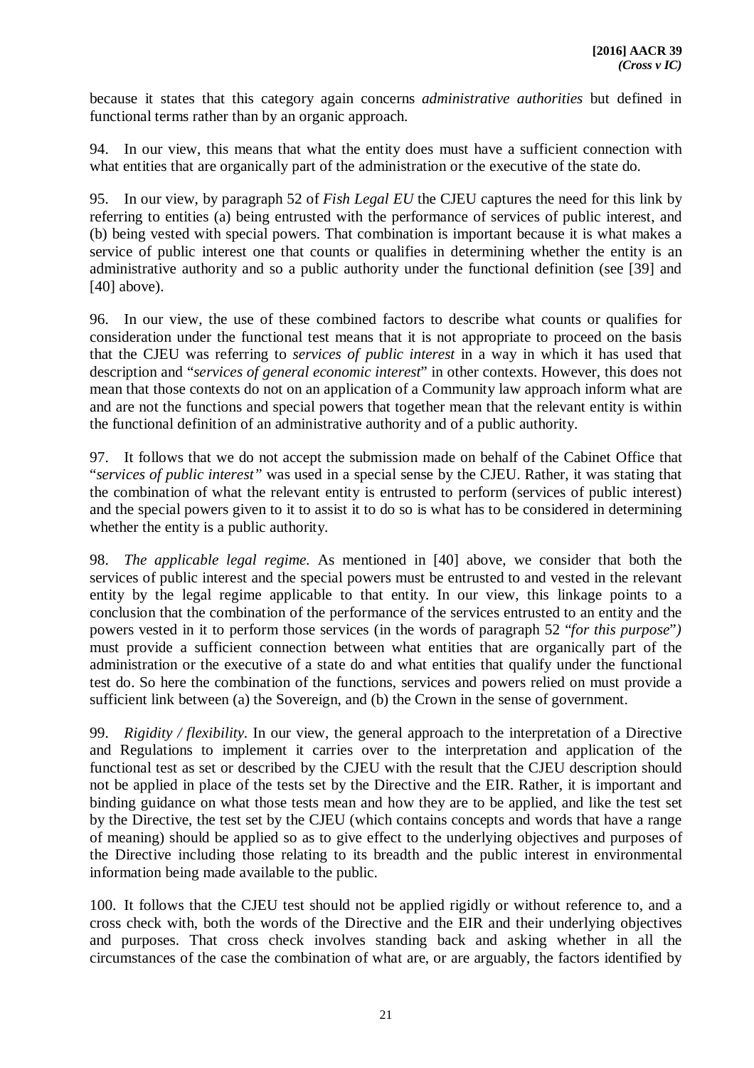because it states that this category again concerns *administrative authorities* but defined in functional terms rather than by an organic approach.

94. In our view, this means that what the entity does must have a sufficient connection with what entities that are organically part of the administration or the executive of the state do.

95. In our view, by paragraph 52 of *Fish Legal EU* the CJEU captures the need for this link by referring to entities (a) being entrusted with the performance of services of public interest, and (b) being vested with special powers. That combination is important because it is what makes a service of public interest one that counts or qualifies in determining whether the entity is an administrative authority and so a public authority under the functional definition (see [39] and [40] above).

96. In our view, the use of these combined factors to describe what counts or qualifies for consideration under the functional test means that it is not appropriate to proceed on the basis that the CJEU was referring to *services of public interest* in a way in which it has used that description and "*services of general economic interest*" in other contexts. However, this does not mean that those contexts do not on an application of a Community law approach inform what are and are not the functions and special powers that together mean that the relevant entity is within the functional definition of an administrative authority and of a public authority.

97. It follows that we do not accept the submission made on behalf of the Cabinet Office that "*services of public interest*" was used in a special sense by the CJEU. Rather, it was stating that the combination of what the relevant entity is entrusted to perform (services of public interest) and the special powers given to it to assist it to do so is what has to be considered in determining whether the entity is a public authority.

98. *The applicable legal regime.* As mentioned in [40] above, we consider that both the services of public interest and the special powers must be entrusted to and vested in the relevant entity by the legal regime applicable to that entity. In our view, this linkage points to a conclusion that the combination of the performance of the services entrusted to an entity and the powers vested in it to perform those services (in the words of paragraph 52 "*for this purpose*") must provide a sufficient connection between what entities that are organically part of the administration or the executive of a state do and what entities that qualify under the functional test do. So here the combination of the functions, services and powers relied on must provide a sufficient link between (a) the Sovereign, and (b) the Crown in the sense of government.

99. *Rigidity / flexibility.* In our view, the general approach to the interpretation of a Directive and Regulations to implement it carries over to the interpretation and application of the functional test as set or described by the CJEU with the result that the CJEU description should not be applied in place of the tests set by the Directive and the EIR. Rather, it is important and binding guidance on what those tests mean and how they are to be applied, and like the test set by the Directive, the test set by the CJEU (which contains concepts and words that have a range of meaning) should be applied so as to give effect to the underlying objectives and purposes of the Directive including those relating to its breadth and the public interest in environmental information being made available to the public.

100. It follows that the CJEU test should not be applied rigidly or without reference to, and a cross check with, both the words of the Directive and the EIR and their underlying objectives and purposes. That cross check involves standing back and asking whether in all the circumstances of the case the combination of what are, or are arguably, the factors identified by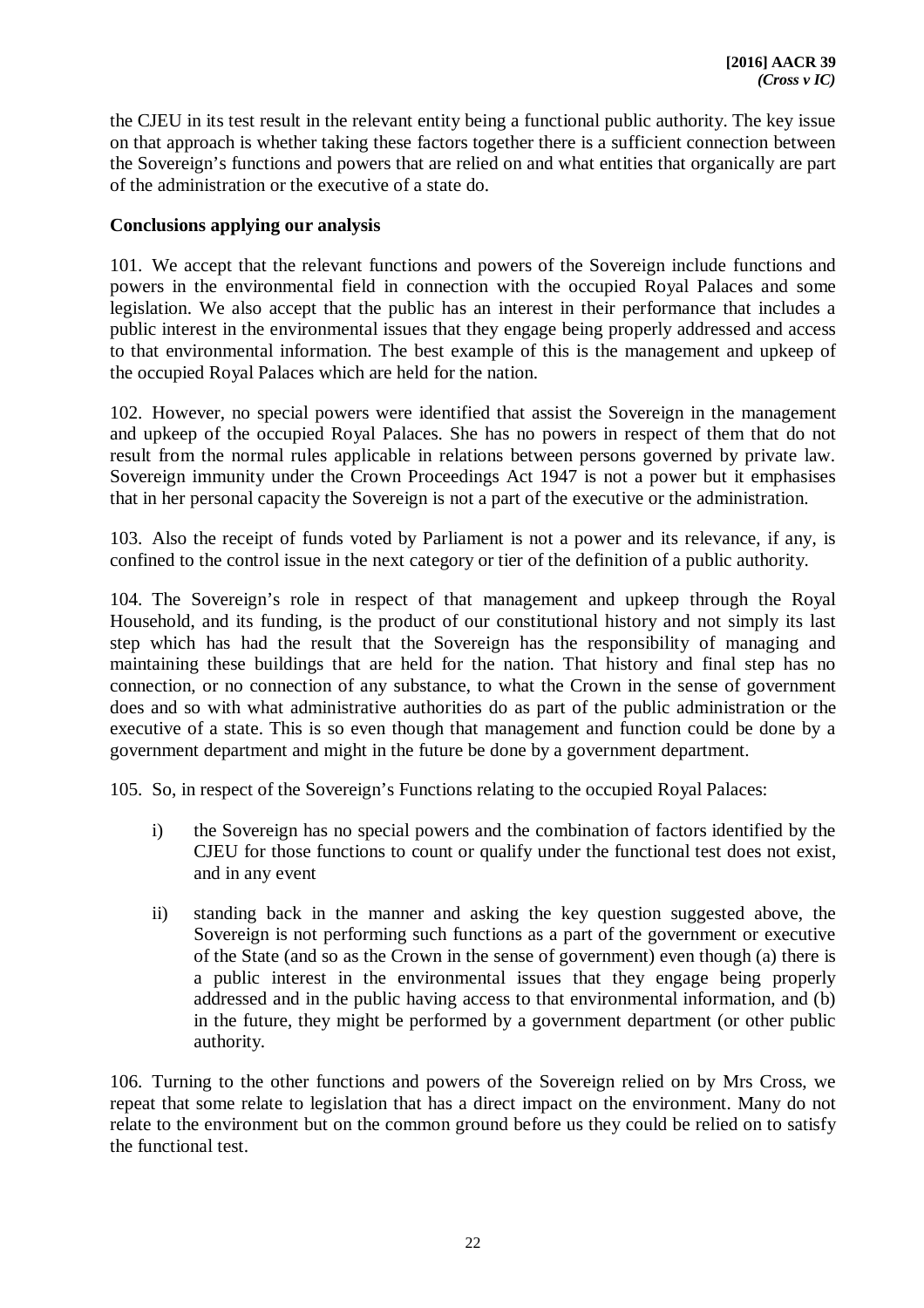the CJEU in its test result in the relevant entity being a functional public authority. The key issue on that approach is whether taking these factors together there is a sufficient connection between the Sovereign's functions and powers that are relied on and what entities that organically are part of the administration or the executive of a state do.

**Conclusions applying our analysis**

101. We accept that the relevant functions and powers of the Sovereign include functions and powers in the environmental field in connection with the occupied Royal Palaces and some legislation. We also accept that the public has an interest in their performance that includes a public interest in the environmental issues that they engage being properly addressed and access to that environmental information. The best example of this is the management and upkeep of the occupied Royal Palaces which are held for the nation.

102. However, no special powers were identified that assist the Sovereign in the management and upkeep of the occupied Royal Palaces. She has no powers in respect of them that do not result from the normal rules applicable in relations between persons governed by private law. Sovereign immunity under the Crown Proceedings Act 1947 is not a power but it emphasises that in her personal capacity the Sovereign is not a part of the executive or the administration.

103. Also the receipt of funds voted by Parliament is not a power and its relevance, if any, is confined to the control issue in the next category or tier of the definition of a public authority.

104. The Sovereign's role in respect of that management and upkeep through the Royal Household, and its funding, is the product of our constitutional history and not simply its last step which has had the result that the Sovereign has the responsibility of managing and maintaining these buildings that are held for the nation. That history and final step has no connection, or no connection of any substance, to what the Crown in the sense of government does and so with what administrative authorities do as part of the public administration or the executive of a state. This is so even though that management and function could be done by a government department and might in the future be done by a government department.

105. So, in respect of the Sovereign's Functions relating to the occupied Royal Palaces:

i) the Sovereign has no special powers and the combination of factors identified by the CJEU for those functions to count or qualify under the functional test does not exist, and in any event

ii) standing back in the manner and asking the key question suggested above, the Sovereign is not performing such functions as a part of the government or executive of the State (and so as the Crown in the sense of government) even though (a) there is a public interest in the environmental issues that they engage being properly addressed and in the public having access to that environmental information, and (b) in the future, they might be performed by a government department (or other public authority.

106. Turning to the other functions and powers of the Sovereign relied on by Mrs Cross, we repeat that some relate to legislation that has a direct impact on the environment. Many do not relate to the environment but on the common ground before us they could be relied on to satisfy the functional test.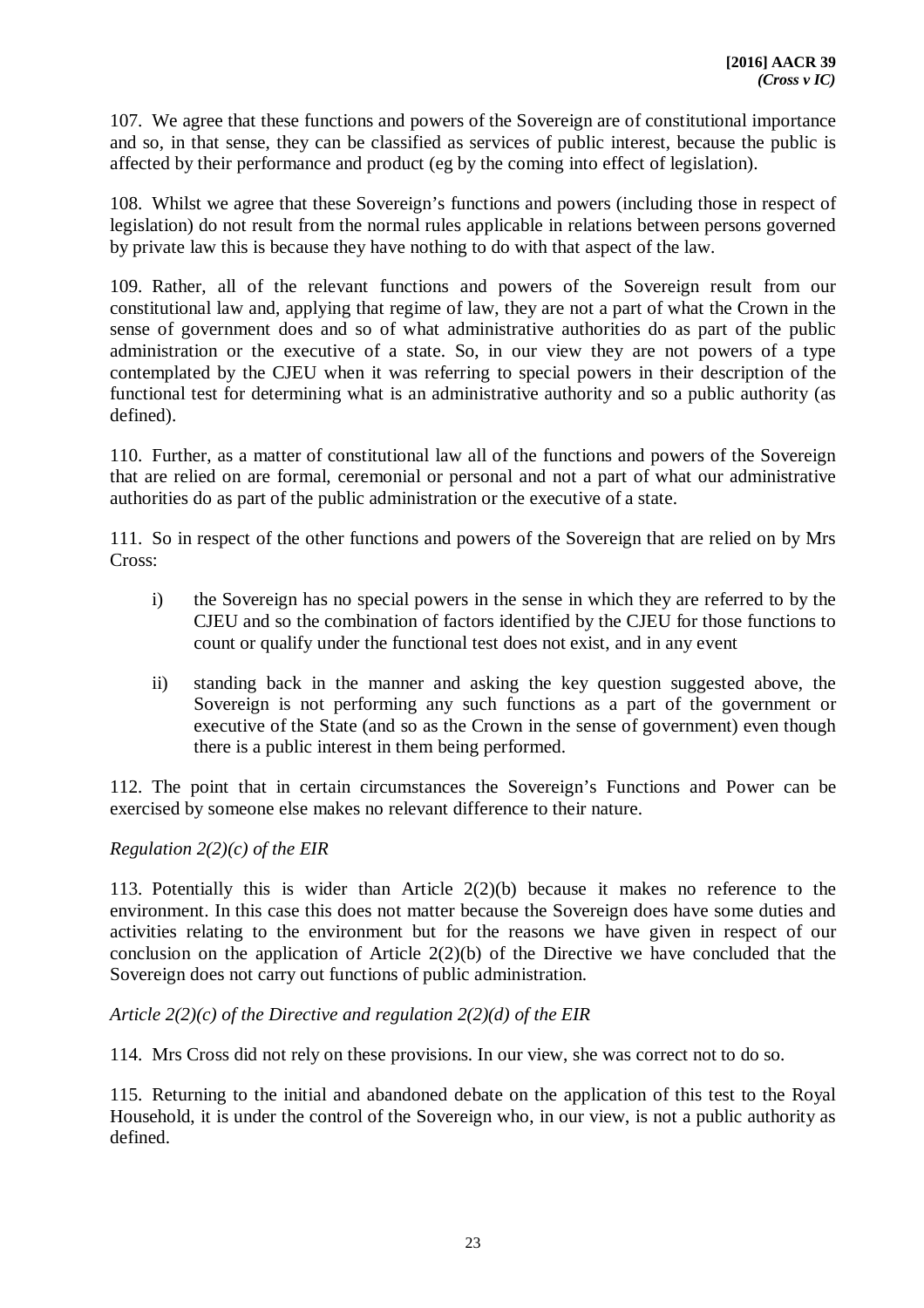107. We agree that these functions and powers of the Sovereign are of constitutional importance and so, in that sense, they can be classified as services of public interest, because the public is affected by their performance and product (eg by the coming into effect of legislation).

108. Whilst we agree that these Sovereign's functions and powers (including those in respect of legislation) do not result from the normal rules applicable in relations between persons governed by private law this is because they have nothing to do with that aspect of the law.

109. Rather, all of the relevant functions and powers of the Sovereign result from our constitutional law and, applying that regime of law, they are not a part of what the Crown in the sense of government does and so of what administrative authorities do as part of the public administration or the executive of a state. So, in our view they are not powers of a type contemplated by the CJEU when it was referring to special powers in their description of the functional test for determining what is an administrative authority and so a public authority (as defined).

110. Further, as a matter of constitutional law all of the functions and powers of the Sovereign that are relied on are formal, ceremonial or personal and not a part of what our administrative authorities do as part of the public administration or the executive of a state.

111. So in respect of the other functions and powers of the Sovereign that are relied on by Mrs Cross:

i) the Sovereign has no special powers in the sense in which they are referred to by the CJEU and so the combination of factors identified by the CJEU for those functions to count or qualify under the functional test does not exist, and in any event

ii) standing back in the manner and asking the key question suggested above, the Sovereign is not performing any such functions as a part of the government or executive of the State (and so as the Crown in the sense of government) even though there is a public interest in them being performed.

112. The point that in certain circumstances the Sovereign's Functions and Power can be exercised by someone else makes no relevant difference to their nature.

*Regulation 2(2)(c) of the EIR*

113. Potentially this is wider than Article 2(2)(b) because it makes no reference to the environment. In this case this does not matter because the Sovereign does have some duties and activities relating to the environment but for the reasons we have given in respect of our conclusion on the application of Article 2(2)(b) of the Directive we have concluded that the Sovereign does not carry out functions of public administration.

*Article 2(2)(c) of the Directive and regulation 2(2)(d) of the EIR*

114. Mrs Cross did not rely on these provisions. In our view, she was correct not to do so.

115. Returning to the initial and abandoned debate on the application of this test to the Royal Household, it is under the control of the Sovereign who, in our view, is not a public authority as defined.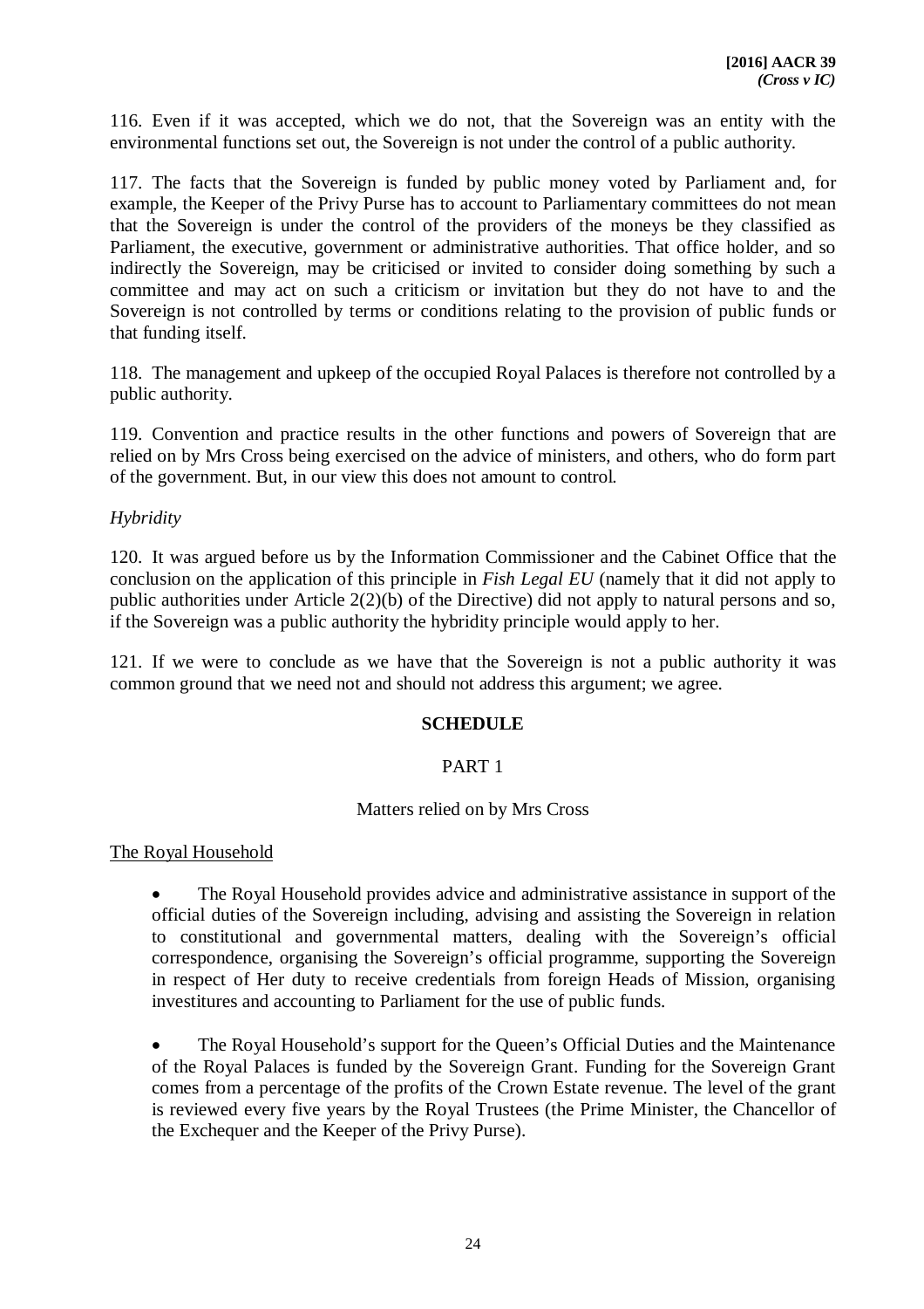116. Even if it was accepted, which we do not, that the Sovereign was an entity with the environmental functions set out, the Sovereign is not under the control of a public authority.

117. The facts that the Sovereign is funded by public money voted by Parliament and, for example, the Keeper of the Privy Purse has to account to Parliamentary committees do not mean that the Sovereign is under the control of the providers of the moneys be they classified as Parliament, the executive, government or administrative authorities. That office holder, and so indirectly the Sovereign, may be criticised or invited to consider doing something by such a committee and may act on such a criticism or invitation but they do not have to and the Sovereign is not controlled by terms or conditions relating to the provision of public funds or that funding itself.

118. The management and upkeep of the occupied Royal Palaces is therefore not controlled by a public authority.

119. Convention and practice results in the other functions and powers of Sovereign that are relied on by Mrs Cross being exercised on the advice of ministers, and others, who do form part of the government. But, in our view this does not amount to control.

*Hybridity*

120. It was argued before us by the Information Commissioner and the Cabinet Office that the conclusion on the application of this principle in *Fish Legal EU* (namely that it did not apply to public authorities under Article 2(2)(b) of the Directive) did not apply to natural persons and so, if the Sovereign was a public authority the hybridity principle would apply to her.

121. If we were to conclude as we have that the Sovereign is not a public authority it was common ground that we need not and should not address this argument; we agree.

## SCHEDULE

### PART 1

Matters relied on by Mrs Cross

The Royal Household

- The Royal Household provides advice and administrative assistance in support of the official duties of the Sovereign including, advising and assisting the Sovereign in relation to constitutional and governmental matters, dealing with the Sovereign's official correspondence, organising the Sovereign's official programme, supporting the Sovereign in respect of Her duty to receive credentials from foreign Heads of Mission, organising investitures and accounting to Parliament for the use of public funds.

- The Royal Household's support for the Queen's Official Duties and the Maintenance of the Royal Palaces is funded by the Sovereign Grant. Funding for the Sovereign Grant comes from a percentage of the profits of the Crown Estate revenue. The level of the grant is reviewed every five years by the Royal Trustees (the Prime Minister, the Chancellor of the Exchequer and the Keeper of the Privy Purse).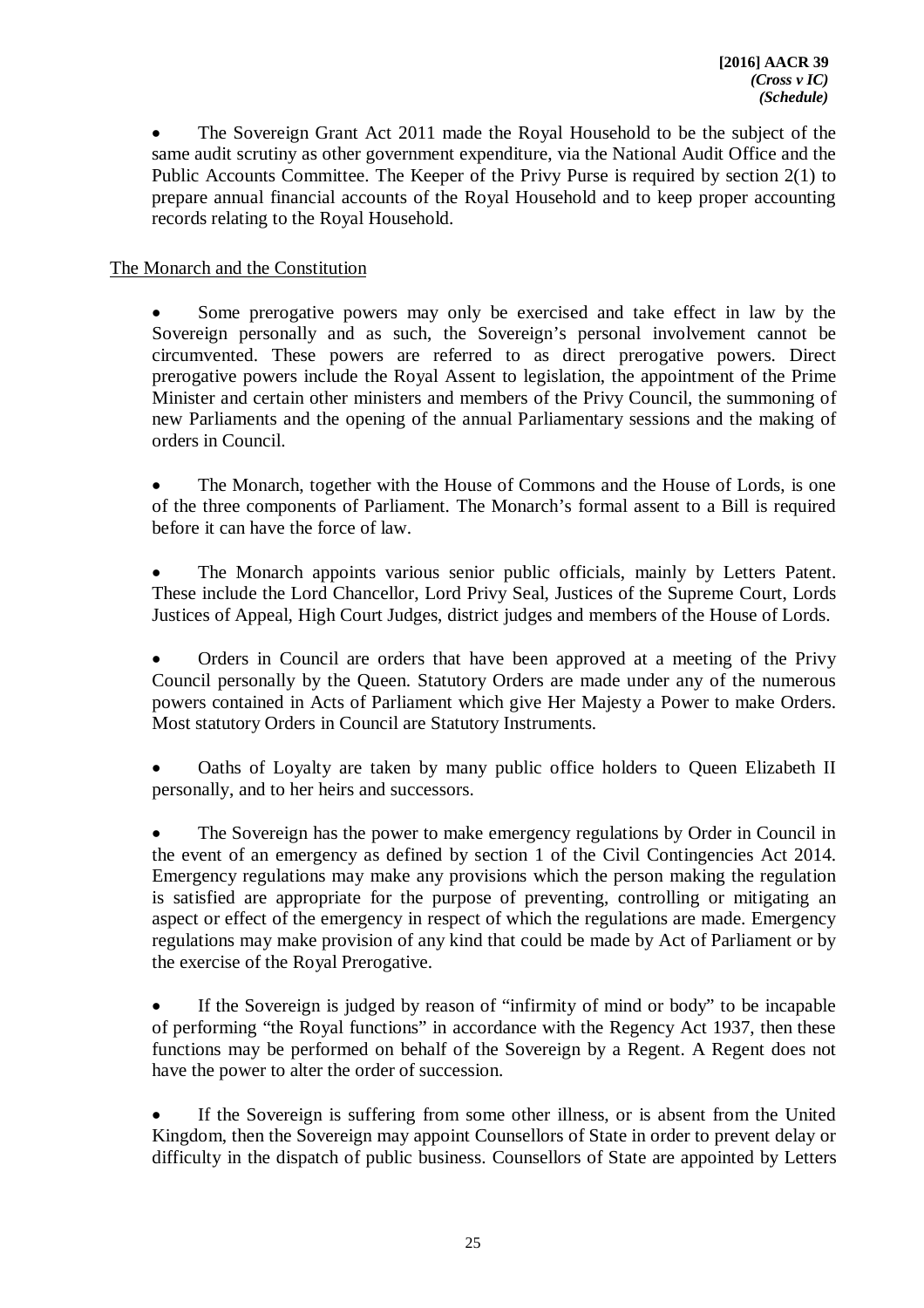- The Sovereign Grant Act 2011 made the Royal Household to be the subject of the same audit scrutiny as other government expenditure, via the National Audit Office and the Public Accounts Committee. The Keeper of the Privy Purse is required by section 2(1) to prepare annual financial accounts of the Royal Household and to keep proper accounting records relating to the Royal Household.

<u>The Monarch and the Constitution</u>

- Some prerogative powers may only be exercised and take effect in law by the Sovereign personally and as such, the Sovereign's personal involvement cannot be circumvented. These powers are referred to as direct prerogative powers. Direct prerogative powers include the Royal Assent to legislation, the appointment of the Prime Minister and certain other ministers and members of the Privy Council, the summoning of new Parliaments and the opening of the annual Parliamentary sessions and the making of orders in Council.

- The Monarch, together with the House of Commons and the House of Lords, is one of the three components of Parliament. The Monarch's formal assent to a Bill is required before it can have the force of law.

- The Monarch appoints various senior public officials, mainly by Letters Patent. These include the Lord Chancellor, Lord Privy Seal, Justices of the Supreme Court, Lords Justices of Appeal, High Court Judges, district judges and members of the House of Lords.

- Orders in Council are orders that have been approved at a meeting of the Privy Council personally by the Queen. Statutory Orders are made under any of the numerous powers contained in Acts of Parliament which give Her Majesty a Power to make Orders. Most statutory Orders in Council are Statutory Instruments.

- Oaths of Loyalty are taken by many public office holders to Queen Elizabeth II personally, and to her heirs and successors.

- The Sovereign has the power to make emergency regulations by Order in Council in the event of an emergency as defined by section 1 of the Civil Contingencies Act 2014. Emergency regulations may make any provisions which the person making the regulation is satisfied are appropriate for the purpose of preventing, controlling or mitigating an aspect or effect of the emergency in respect of which the regulations are made. Emergency regulations may make provision of any kind that could be made by Act of Parliament or by the exercise of the Royal Prerogative.

- If the Sovereign is judged by reason of "infirmity of mind or body" to be incapable of performing "the Royal functions" in accordance with the Regency Act 1937, then these functions may be performed on behalf of the Sovereign by a Regent. A Regent does not have the power to alter the order of succession.

- If the Sovereign is suffering from some other illness, or is absent from the United Kingdom, then the Sovereign may appoint Counsellors of State in order to prevent delay or difficulty in the dispatch of public business. Counsellors of State are appointed by Letters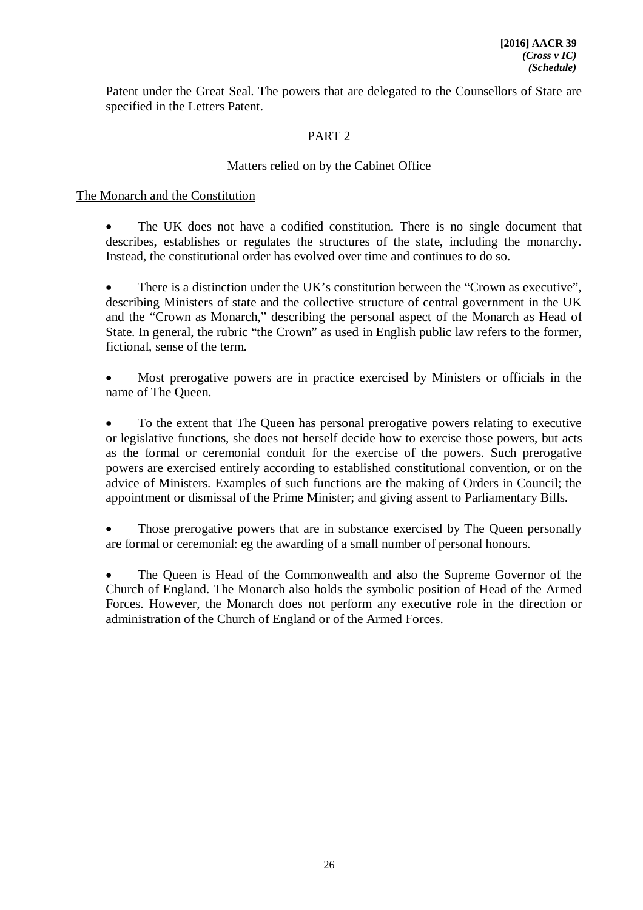Patent under the Great Seal. The powers that are delegated to the Counsellors of State are specified in the Letters Patent.

## PART 2

### Matters relied on by the Cabinet Office

<u>The Monarch and the Constitution</u>

- The UK does not have a codified constitution. There is no single document that describes, establishes or regulates the structures of the state, including the monarchy. Instead, the constitutional order has evolved over time and continues to do so.

- There is a distinction under the UK's constitution between the "Crown as executive", describing Ministers of state and the collective structure of central government in the UK and the "Crown as Monarch," describing the personal aspect of the Monarch as Head of State. In general, the rubric "the Crown" as used in English public law refers to the former, fictional, sense of the term.

- Most prerogative powers are in practice exercised by Ministers or officials in the name of The Queen.

- To the extent that The Queen has personal prerogative powers relating to executive or legislative functions, she does not herself decide how to exercise those powers, but acts as the formal or ceremonial conduit for the exercise of the powers. Such prerogative powers are exercised entirely according to established constitutional convention, or on the advice of Ministers. Examples of such functions are the making of Orders in Council; the appointment or dismissal of the Prime Minister; and giving assent to Parliamentary Bills.

- Those prerogative powers that are in substance exercised by The Queen personally are formal or ceremonial: eg the awarding of a small number of personal honours.

- The Queen is Head of the Commonwealth and also the Supreme Governor of the Church of England. The Monarch also holds the symbolic position of Head of the Armed Forces. However, the Monarch does not perform any executive role in the direction or administration of the Church of England or of the Armed Forces.